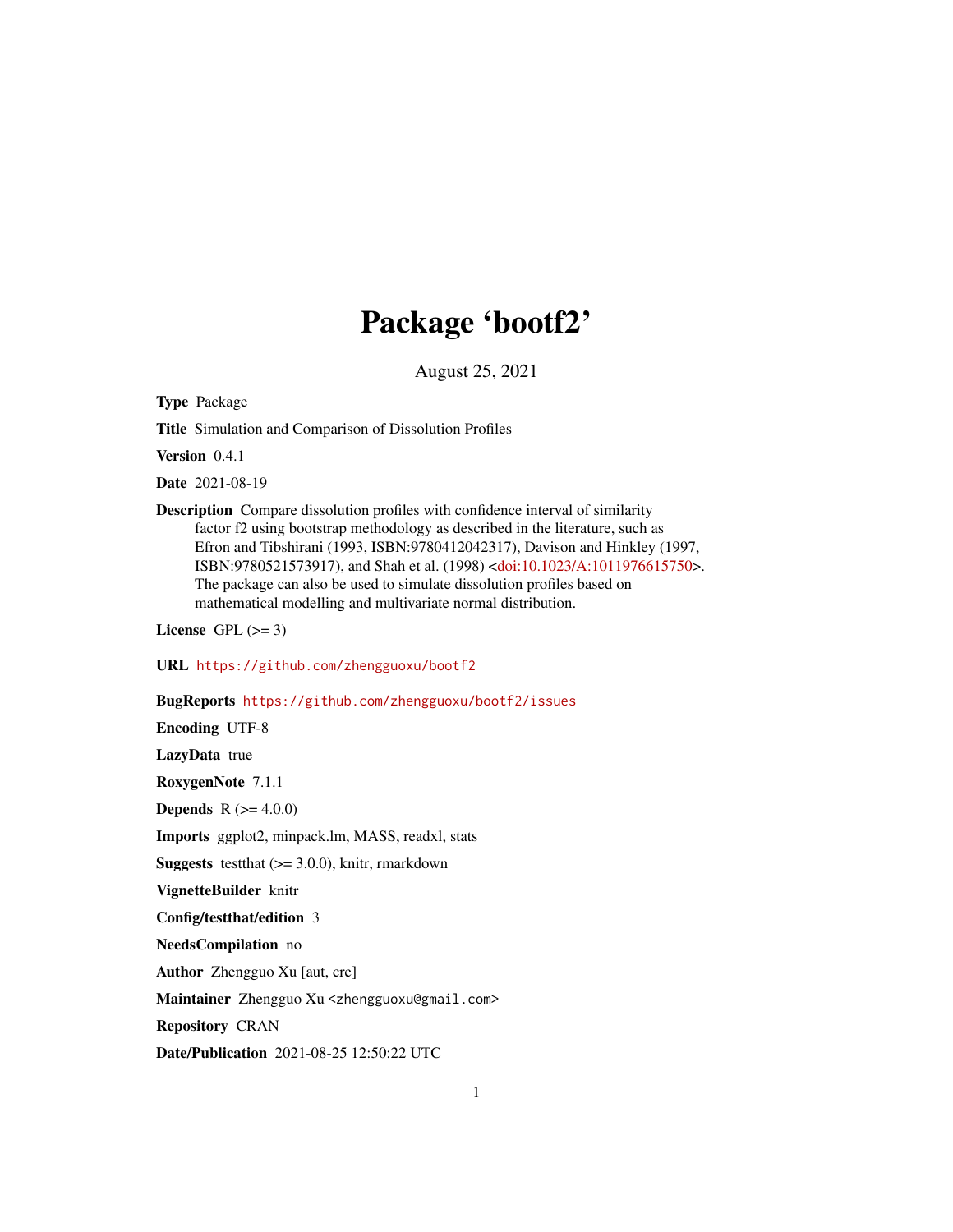# Package 'bootf2'

August 25, 2021

**Type** Package

**Title** Simulation and Comparison of Dissolution Profiles

**Version** 0.4.1

**Date** 2021-08-19

**Description** Compare dissolution profiles with confidence interval of similarity factor f2 using bootstrap methodology as described in the literature, such as Efron and Tibshirani (1993, ISBN:9780412042317), Davison and Hinkley (1997, ISBN:9780521573917), and Shah et al. (1998) <doi:10.1023/A:1011976615750>. The package can also be used to simulate dissolution profiles based on mathematical modelling and multivariate normal distribution.

**License** GPL (>= 3)

**URL** https://github.com/zhengguoxu/bootf2

**BugReports** https://github.com/zhengguoxu/bootf2/issues

**Encoding** UTF-8

**LazyData** true

**RoxygenNote** 7.1.1

**Depends** R (>= 4.0.0)

**Imports** ggplot2, minpack.lm, MASS, readxl, stats

**Suggests** testthat (>= 3.0.0), knitr, rmarkdown

**VignetteBuilder** knitr

**Config/testthat/edition** 3

**NeedsCompilation** no

**Author** Zhengguo Xu [aut, cre]

**Maintainer** Zhengguo Xu <zhengguoxu@gmail.com>

**Repository** CRAN

**Date/Publication** 2021-08-25 12:50:22 UTC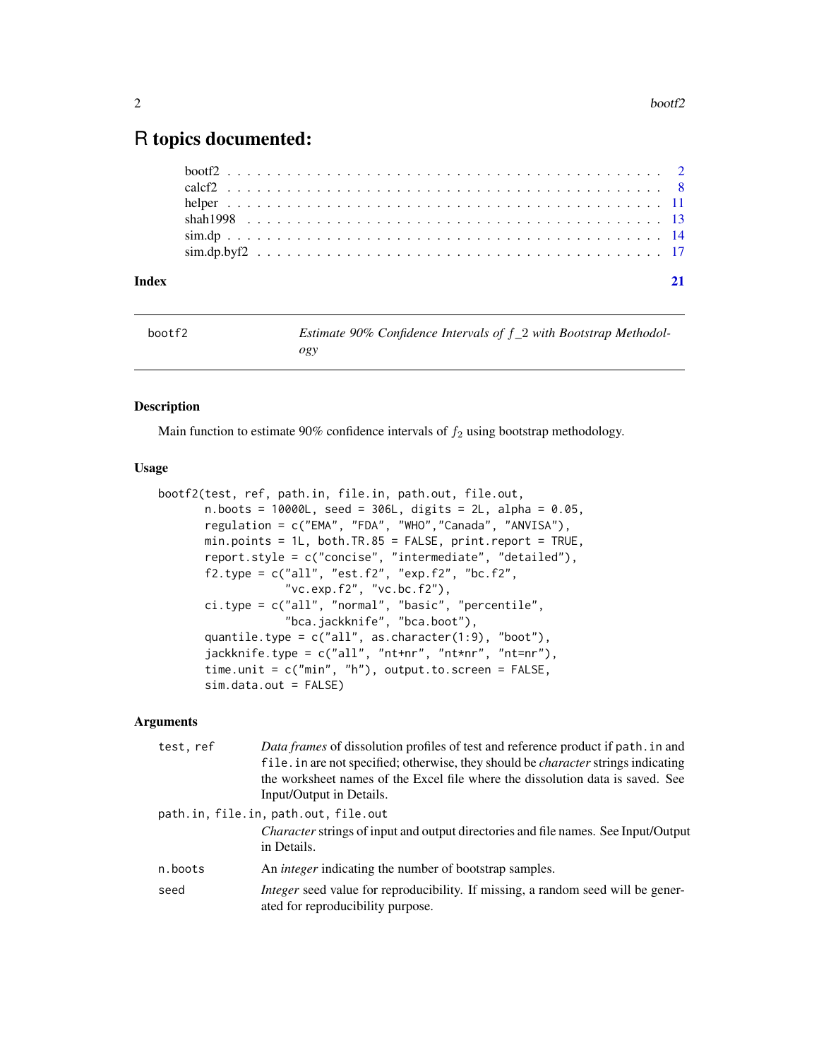# R topics documented:

| | |
|---|---|
| bootf2 | 2 |
| calcf2 | 8 |
| helper | 11 |
| shah1998 | 13 |
| sim.dp | 14 |
| sim.dp.byf2 | 17 |
| **Index** | **21** |

---

## bootf2 — *Estimate 90% Confidence Intervals of f_2 with Bootstrap Methodology*

### Description

Main function to estimate 90% confidence intervals of $f_2$ using bootstrap methodology.

### Usage

```
bootf2(test, ref, path.in, file.in, path.out, file.out,
       n.boots = 10000L, seed = 306L, digits = 2L, alpha = 0.05,
       regulation = c("EMA", "FDA", "WHO","Canada", "ANVISA"),
       min.points = 1L, both.TR.85 = FALSE, print.report = TRUE,
       report.style = c("concise", "intermediate", "detailed"),
       f2.type = c("all", "est.f2", "exp.f2", "bc.f2",
                   "vc.exp.f2", "vc.bc.f2"),
       ci.type = c("all", "normal", "basic", "percentile",
                   "bca.jackknife", "bca.boot"),
       quantile.type = c("all", as.character(1:9), "boot"),
       jackknife.type = c("all", "nt+nr", "nt*nr", "nt=nr"),
       time.unit = c("min", "h"), output.to.screen = FALSE,
       sim.data.out = FALSE)
```

### Arguments

`test, ref` — *Data frames* of dissolution profiles of test and reference product if `path.in` and `file.in` are not specified; otherwise, they should be *character* strings indicating the worksheet names of the Excel file where the dissolution data is saved. See Input/Output in Details.

`path.in, file.in, path.out, file.out` — *Character* strings of input and output directories and file names. See Input/Output in Details.

`n.boots` — An *integer* indicating the number of bootstrap samples.

`seed` — *Integer* seed value for reproducibility. If missing, a random seed will be generated for reproducibility purpose.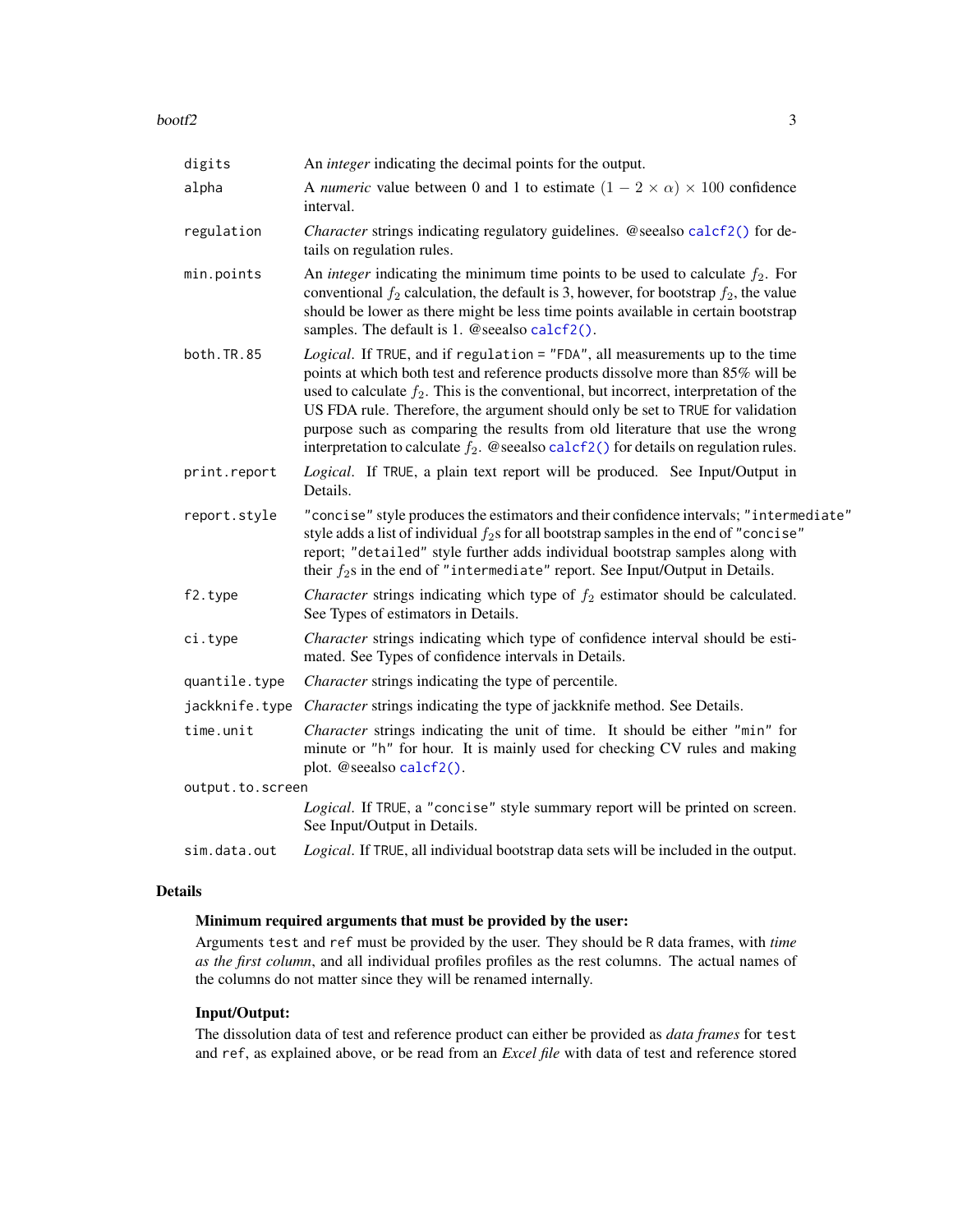| | |
|---|---|
| `digits` | An *integer* indicating the decimal points for the output. |
| `alpha` | A *numeric* value between 0 and 1 to estimate $(1 - 2 \times \alpha) \times 100$ confidence interval. |
| `regulation` | *Character* strings indicating regulatory guidelines. @seealso `calcf2()` for details on regulation rules. |
| `min.points` | An *integer* indicating the minimum time points to be used to calculate $f_2$. For conventional $f_2$ calculation, the default is 3, however, for bootstrap $f_2$, the value should be lower as there might be less time points available in certain bootstrap samples. The default is 1. @seealso `calcf2()`. |
| `both.TR.85` | *Logical*. If `TRUE`, and if `regulation = "FDA"`, all measurements up to the time points at which both test and reference products dissolve more than 85% will be used to calculate $f_2$. This is the conventional, but incorrect, interpretation of the US FDA rule. Therefore, the argument should only be set to `TRUE` for validation purpose such as comparing the results from old literature that use the wrong interpretation to calculate $f_2$. @seealso `calcf2()` for details on regulation rules. |
| `print.report` | *Logical*. If `TRUE`, a plain text report will be produced. See Input/Output in Details. |
| `report.style` | `"concise"` style produces the estimators and their confidence intervals; `"intermediate"` style adds a list of individual $f_2$s for all bootstrap samples in the end of `"concise"` report; `"detailed"` style further adds individual bootstrap samples along with their $f_2$s in the end of `"intermediate"` report. See Input/Output in Details. |
| `f2.type` | *Character* strings indicating which type of $f_2$ estimator should be calculated. See Types of estimators in Details. |
| `ci.type` | *Character* strings indicating which type of confidence interval should be estimated. See Types of confidence intervals in Details. |
| `quantile.type` | *Character* strings indicating the type of percentile. |
| `jackknife.type` | *Character* strings indicating the type of jackknife method. See Details. |
| `time.unit` | *Character* strings indicating the unit of time. It should be either `"min"` for minute or `"h"` for hour. It is mainly used for checking CV rules and making plot. @seealso `calcf2()`. |
| `output.to.screen` | *Logical*. If `TRUE`, a `"concise"` style summary report will be printed on screen. See Input/Output in Details. |
| `sim.data.out` | *Logical*. If `TRUE`, all individual bootstrap data sets will be included in the output. |

## Details

### Minimum required arguments that must be provided by the user:

Arguments `test` and `ref` must be provided by the user. They should be `R` data frames, with *time as the first column*, and all individual profiles profiles as the rest columns. The actual names of the columns do not matter since they will be renamed internally.

### Input/Output:

The dissolution data of test and reference product can either be provided as *data frames* for `test` and `ref`, as explained above, or be read from an *Excel file* with data of test and reference stored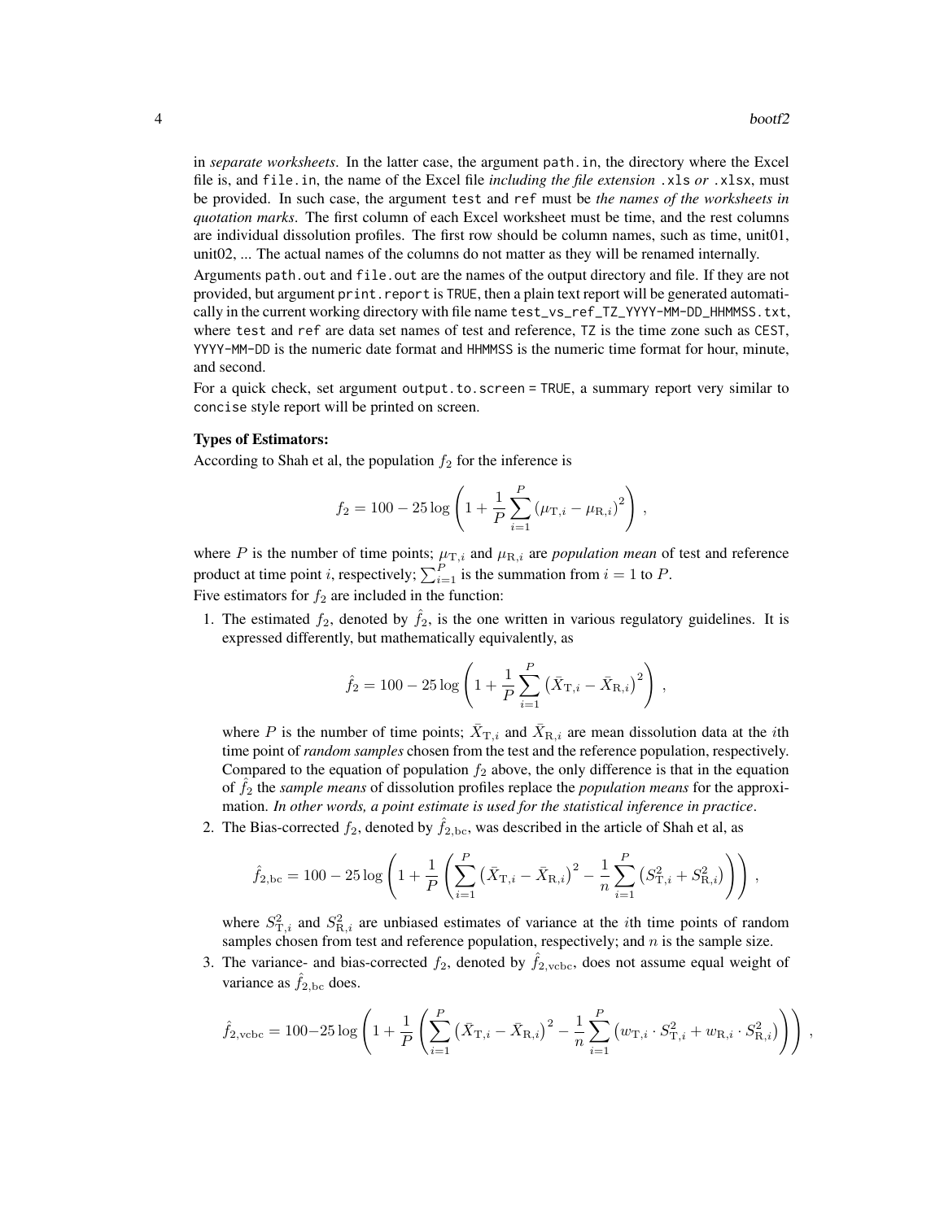in *separate worksheets*. In the latter case, the argument `path.in`, the directory where the Excel file is, and `file.in`, the name of the Excel file *including the file extension* `.xls` *or* `.xlsx`, must be provided. In such case, the argument `test` and `ref` must be *the names of the worksheets in quotation marks*. The first column of each Excel worksheet must be time, and the rest columns are individual dissolution profiles. The first row should be column names, such as time, unit01, unit02, ... The actual names of the columns do not matter as they will be renamed internally.

Arguments `path.out` and `file.out` are the names of the output directory and file. If they are not provided, but argument `print.report` is `TRUE`, then a plain text report will be generated automatically in the current working directory with file name `test_vs_ref_TZ_YYYY-MM-DD_HHMMSS.txt`, where `test` and `ref` are data set names of test and reference, `TZ` is the time zone such as `CEST`, `YYYY-MM-DD` is the numeric date format and `HHMMSS` is the numeric time format for hour, minute, and second.

For a quick check, set argument `output.to.screen = TRUE`, a summary report very similar to `concise` style report will be printed on screen.

**Types of Estimators:**

According to Shah et al, the population $f_2$ for the inference is

$$f_2 = 100 - 25 \log \left( 1 + \frac{1}{P} \sum_{i=1}^{P} \left( \mu_{\mathrm{T},i} - \mu_{\mathrm{R},i} \right)^2 \right) ,$$

where $P$ is the number of time points; $\mu_{\mathrm{T},i}$ and $\mu_{\mathrm{R},i}$ are *population mean* of test and reference product at time point $i$, respectively; $\sum_{i=1}^{P}$ is the summation from $i = 1$ to $P$.

Five estimators for $f_2$ are included in the function:

1. The estimated $f_2$, denoted by $\hat{f}_2$, is the one written in various regulatory guidelines. It is expressed differently, but mathematically equivalently, as

$$\hat{f}_2 = 100 - 25 \log \left( 1 + \frac{1}{P} \sum_{i=1}^{P} \left( \bar{X}_{\mathrm{T},i} - \bar{X}_{\mathrm{R},i} \right)^2 \right) ,$$

   where $P$ is the number of time points; $\bar{X}_{\mathrm{T},i}$ and $\bar{X}_{\mathrm{R},i}$ are mean dissolution data at the $i$th time point of *random samples* chosen from the test and the reference population, respectively. Compared to the equation of population $f_2$ above, the only difference is that in the equation of $\hat{f}_2$ the *sample means* of dissolution profiles replace the *population means* for the approximation. *In other words, a point estimate is used for the statistical inference in practice*.

2. The Bias-corrected $f_2$, denoted by $\hat{f}_{2,\mathrm{bc}}$, was described in the article of Shah et al, as

$$\hat{f}_{2,\mathrm{bc}} = 100 - 25 \log \left( 1 + \frac{1}{P} \left( \sum_{i=1}^{P} \left( \bar{X}_{\mathrm{T},i} - \bar{X}_{\mathrm{R},i} \right)^2 - \frac{1}{n} \sum_{i=1}^{P} \left( S_{\mathrm{T},i}^2 + S_{\mathrm{R},i}^2 \right) \right) \right) ,$$

   where $S_{\mathrm{T},i}^2$ and $S_{\mathrm{R},i}^2$ are unbiased estimates of variance at the $i$th time points of random samples chosen from test and reference population, respectively; and $n$ is the sample size.

3. The variance- and bias-corrected $f_2$, denoted by $\hat{f}_{2,\mathrm{vcbc}}$, does not assume equal weight of variance as $\hat{f}_{2,\mathrm{bc}}$ does.

$$\hat{f}_{2,\mathrm{vcbc}} = 100 - 25 \log \left( 1 + \frac{1}{P} \left( \sum_{i=1}^{P} \left( \bar{X}_{\mathrm{T},i} - \bar{X}_{\mathrm{R},i} \right)^2 - \frac{1}{n} \sum_{i=1}^{P} \left( w_{\mathrm{T},i} \cdot S_{\mathrm{T},i}^2 + w_{\mathrm{R},i} \cdot S_{\mathrm{R},i}^2 \right) \right) \right) ,$$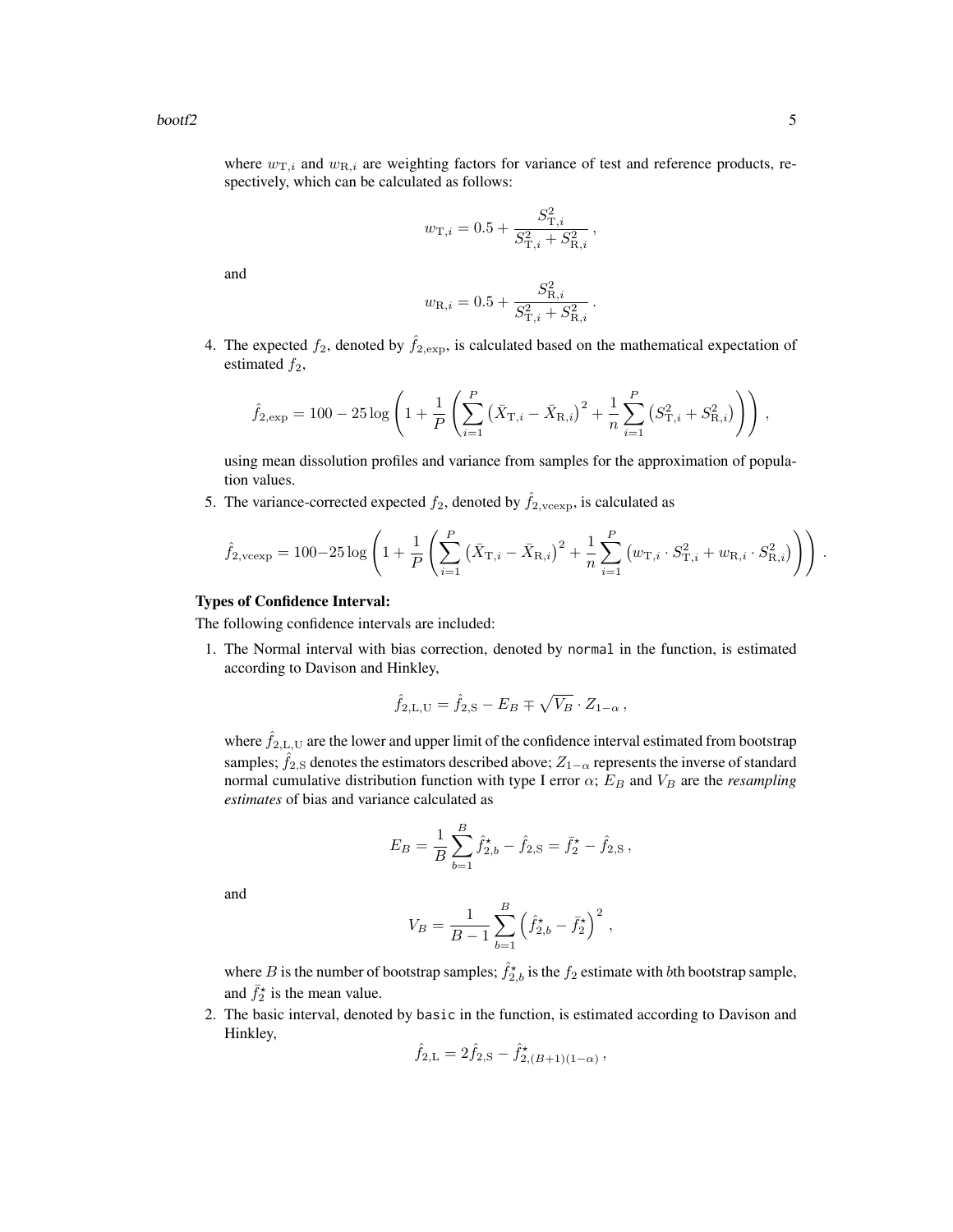where $w_{\mathrm{T},i}$ and $w_{\mathrm{R},i}$ are weighting factors for variance of test and reference products, respectively, which can be calculated as follows:

$$w_{\mathrm{T},i} = 0.5 + \frac{S_{\mathrm{T},i}^2}{S_{\mathrm{T},i}^2 + S_{\mathrm{R},i}^2}\,,$$

and

$$w_{\mathrm{R},i} = 0.5 + \frac{S_{\mathrm{R},i}^2}{S_{\mathrm{T},i}^2 + S_{\mathrm{R},i}^2}\,.$$

4. The expected $f_2$, denoted by $\hat{f}_{2,\mathrm{exp}}$, is calculated based on the mathematical expectation of estimated $f_2$,

$$\hat{f}_{2,\mathrm{exp}} = 100 - 25\log\left(1 + \frac{1}{P}\left(\sum_{i=1}^{P}\left(\bar{X}_{\mathrm{T},i} - \bar{X}_{\mathrm{R},i}\right)^2 + \frac{1}{n}\sum_{i=1}^{P}\left(S_{\mathrm{T},i}^2 + S_{\mathrm{R},i}^2\right)\right)\right)\,,$$

using mean dissolution profiles and variance from samples for the approximation of population values.

5. The variance-corrected expected $f_2$, denoted by $\hat{f}_{2,\mathrm{vcexp}}$, is calculated as

$$\hat{f}_{2,\mathrm{vcexp}} = 100 - 25\log\left(1 + \frac{1}{P}\left(\sum_{i=1}^{P}\left(\bar{X}_{\mathrm{T},i} - \bar{X}_{\mathrm{R},i}\right)^2 + \frac{1}{n}\sum_{i=1}^{P}\left(w_{\mathrm{T},i}\cdot S_{\mathrm{T},i}^2 + w_{\mathrm{R},i}\cdot S_{\mathrm{R},i}^2\right)\right)\right)\,.$$

**Types of Confidence Interval:**

The following confidence intervals are included:

1. The Normal interval with bias correction, denoted by `normal` in the function, is estimated according to Davison and Hinkley,

$$\hat{f}_{2,\mathrm{L,U}} = \hat{f}_{2,\mathrm{S}} - E_B \mp \sqrt{V_B}\cdot Z_{1-\alpha}\,,$$

where $\hat{f}_{2,\mathrm{L,U}}$ are the lower and upper limit of the confidence interval estimated from bootstrap samples; $\hat{f}_{2,\mathrm{S}}$ denotes the estimators described above; $Z_{1-\alpha}$ represents the inverse of standard normal cumulative distribution function with type I error $\alpha$; $E_B$ and $V_B$ are the *resampling estimates* of bias and variance calculated as

$$E_B = \frac{1}{B}\sum_{b=1}^{B}\hat{f}_{2,b}^{\star} - \hat{f}_{2,\mathrm{S}} = \bar{f}_2^{\star} - \hat{f}_{2,\mathrm{S}}\,,$$

and

$$V_B = \frac{1}{B-1}\sum_{b=1}^{B}\left(\hat{f}_{2,b}^{\star} - \bar{f}_2^{\star}\right)^2\,,$$

where $B$ is the number of bootstrap samples; $\hat{f}_{2,b}^{\star}$ is the $f_2$ estimate with $b$th bootstrap sample, and $\bar{f}_2^{\star}$ is the mean value.

2. The basic interval, denoted by `basic` in the function, is estimated according to Davison and Hinkley,

$$\hat{f}_{2,\mathrm{L}} = 2\hat{f}_{2,\mathrm{S}} - \hat{f}_{2,(B+1)(1-\alpha)}^{\star}\,,$$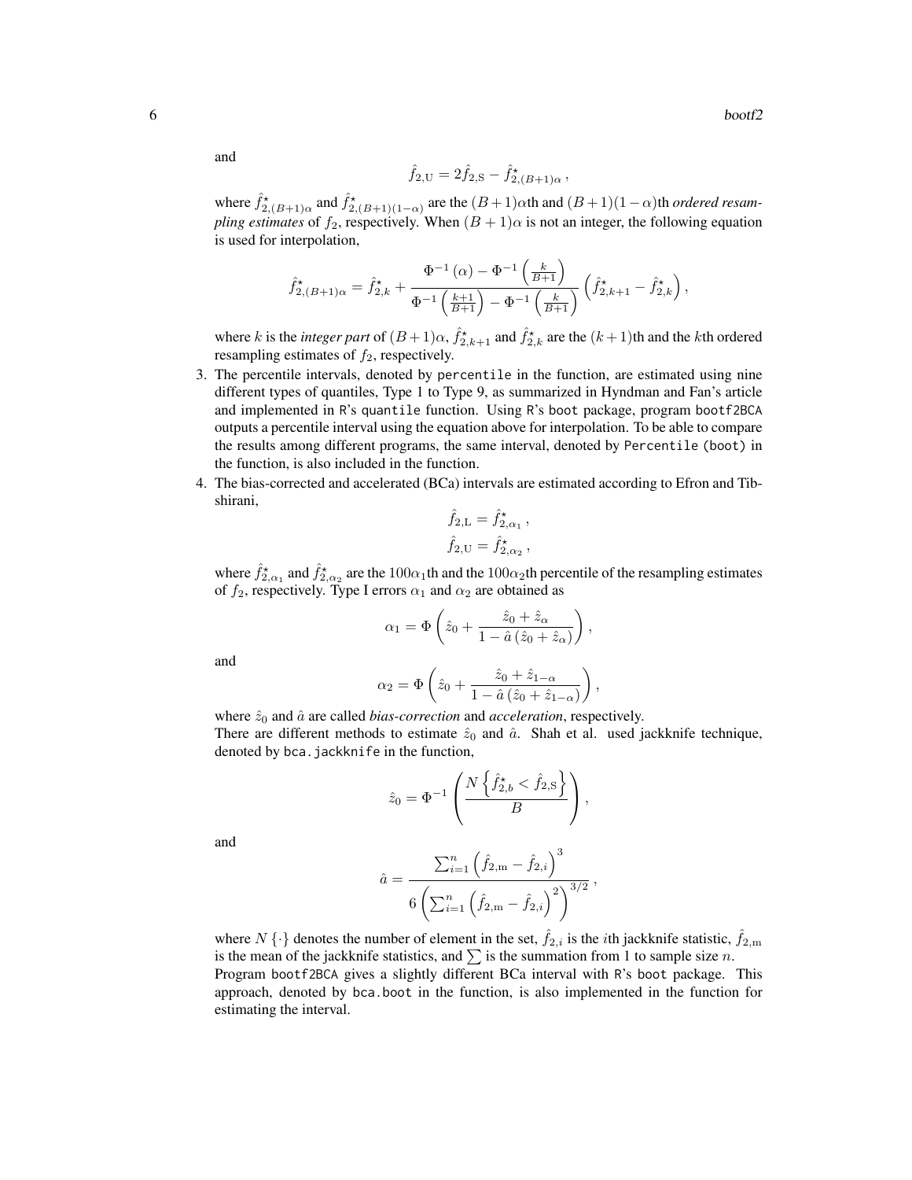and

$$\hat{f}_{2,\mathrm{U}} = 2\hat{f}_{2,\mathrm{S}} - \hat{f}^{\star}_{2,(B+1)\alpha}\,,$$

where $\hat{f}^{\star}_{2,(B+1)\alpha}$ and $\hat{f}^{\star}_{2,(B+1)(1-\alpha)}$ are the $(B+1)\alpha$th and $(B+1)(1-\alpha)$th *ordered resampling estimates* of $f_2$, respectively. When $(B+1)\alpha$ is not an integer, the following equation is used for interpolation,

$$\hat{f}^{\star}_{2,(B+1)\alpha} = \hat{f}^{\star}_{2,k} + \frac{\Phi^{-1}\left(\alpha\right) - \Phi^{-1}\left(\frac{k}{B+1}\right)}{\Phi^{-1}\left(\frac{k+1}{B+1}\right) - \Phi^{-1}\left(\frac{k}{B+1}\right)}\left(\hat{f}^{\star}_{2,k+1} - \hat{f}^{\star}_{2,k}\right),$$

where $k$ is the *integer part* of $(B+1)\alpha$, $\hat{f}^{\star}_{2,k+1}$ and $\hat{f}^{\star}_{2,k}$ are the $(k+1)$th and the $k$th ordered resampling estimates of $f_2$, respectively.

3. The percentile intervals, denoted by `percentile` in the function, are estimated using nine different types of quantiles, Type 1 to Type 9, as summarized in Hyndman and Fan's article and implemented in R's `quantile` function. Using R's `boot` package, program `bootf2BCA` outputs a percentile interval using the equation above for interpolation. To be able to compare the results among different programs, the same interval, denoted by `Percentile (boot)` in the function, is also included in the function.

4. The bias-corrected and accelerated (BCa) intervals are estimated according to Efron and Tibshirani,

$$\hat{f}_{2,\mathrm{L}} = \hat{f}^{\star}_{2,\alpha_1}\,,$$
$$\hat{f}_{2,\mathrm{U}} = \hat{f}^{\star}_{2,\alpha_2}\,,$$

where $\hat{f}^{\star}_{2,\alpha_1}$ and $\hat{f}^{\star}_{2,\alpha_2}$ are the $100\alpha_1$th and the $100\alpha_2$th percentile of the resampling estimates of $f_2$, respectively. Type I errors $\alpha_1$ and $\alpha_2$ are obtained as

$$\alpha_1 = \Phi\left(\hat{z}_0 + \frac{\hat{z}_0 + \hat{z}_\alpha}{1 - \hat{a}\left(\hat{z}_0 + \hat{z}_\alpha\right)}\right),$$

and

$$\alpha_2 = \Phi\left(\hat{z}_0 + \frac{\hat{z}_0 + \hat{z}_{1-\alpha}}{1 - \hat{a}\left(\hat{z}_0 + \hat{z}_{1-\alpha}\right)}\right),$$

where $\hat{z}_0$ and $\hat{a}$ are called *bias-correction* and *acceleration*, respectively.

There are different methods to estimate $\hat{z}_0$ and $\hat{a}$. Shah et al. used jackknife technique, denoted by `bca.jackknife` in the function,

$$\hat{z}_0 = \Phi^{-1}\left(\frac{N\left\{\hat{f}^{\star}_{2,b} < \hat{f}_{2,\mathrm{S}}\right\}}{B}\right),$$

and

$$\hat{a} = \frac{\sum_{i=1}^{n}\left(\hat{f}_{2,\mathrm{m}} - \hat{f}_{2,i}\right)^3}{6\left(\sum_{i=1}^{n}\left(\hat{f}_{2,\mathrm{m}} - \hat{f}_{2,i}\right)^2\right)^{3/2}}\,,$$

where $N\{\cdot\}$ denotes the number of element in the set, $\hat{f}_{2,i}$ is the $i$th jackknife statistic, $\hat{f}_{2,\mathrm{m}}$ is the mean of the jackknife statistics, and $\sum$ is the summation from 1 to sample size $n$.

Program `bootf2BCA` gives a slightly different BCa interval with R's `boot` package. This approach, denoted by `bca.boot` in the function, is also implemented in the function for estimating the interval.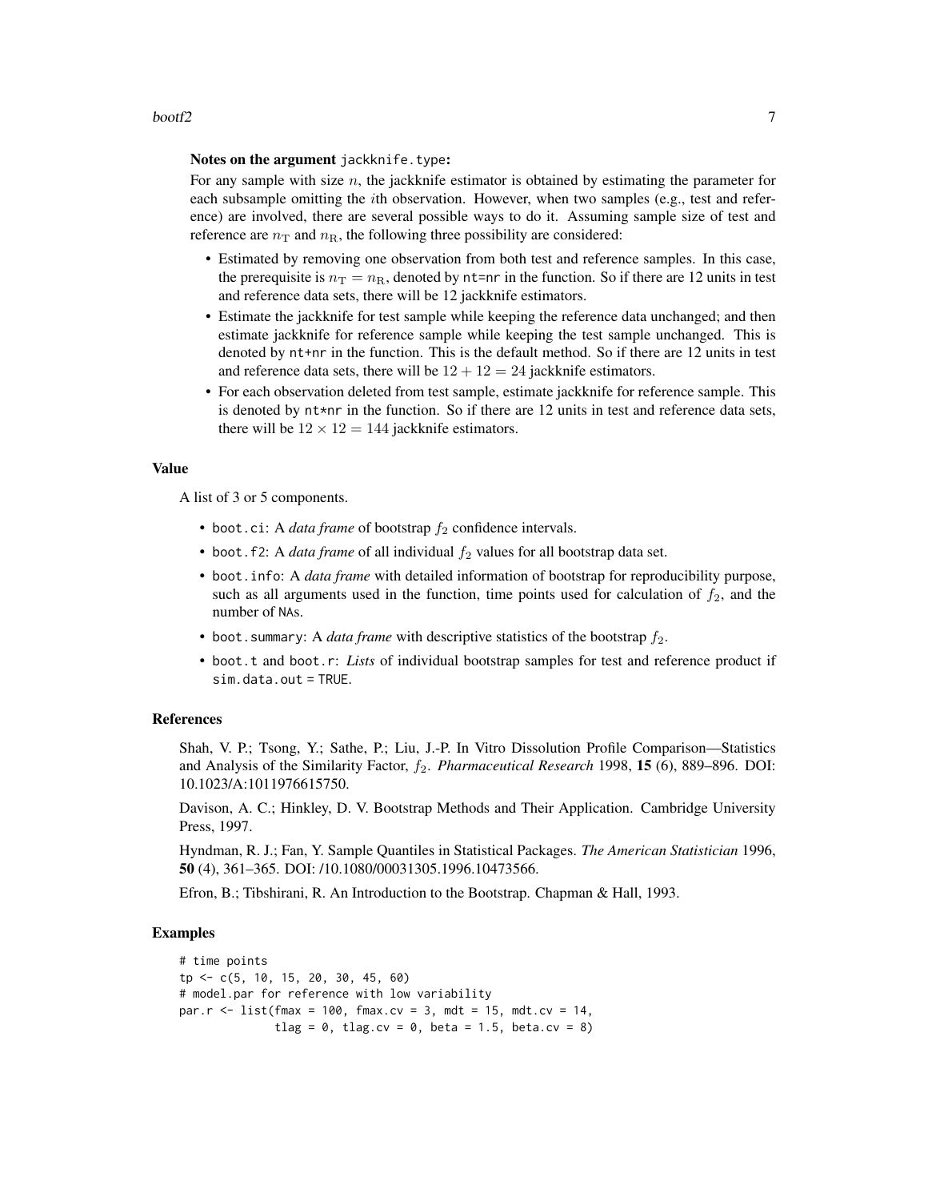**Notes on the argument** `jackknife.type`**:**

For any sample with size $n$, the jackknife estimator is obtained by estimating the parameter for each subsample omitting the $i$th observation. However, when two samples (e.g., test and reference) are involved, there are several possible ways to do it. Assuming sample size of test and reference are $n_{\mathrm{T}}$ and $n_{\mathrm{R}}$, the following three possibility are considered:

- Estimated by removing one observation from both test and reference samples. In this case, the prerequisite is $n_{\mathrm{T}} = n_{\mathrm{R}}$, denoted by `nt=nr` in the function. So if there are 12 units in test and reference data sets, there will be 12 jackknife estimators.
- Estimate the jackknife for test sample while keeping the reference data unchanged; and then estimate jackknife for reference sample while keeping the test sample unchanged. This is denoted by `nt+nr` in the function. This is the default method. So if there are 12 units in test and reference data sets, there will be $12 + 12 = 24$ jackknife estimators.
- For each observation deleted from test sample, estimate jackknife for reference sample. This is denoted by `nt*nr` in the function. So if there are 12 units in test and reference data sets, there will be $12 \times 12 = 144$ jackknife estimators.

## Value

A list of 3 or 5 components.

- `boot.ci`: A *data frame* of bootstrap $f_2$ confidence intervals.
- `boot.f2`: A *data frame* of all individual $f_2$ values for all bootstrap data set.
- `boot.info`: A *data frame* with detailed information of bootstrap for reproducibility purpose, such as all arguments used in the function, time points used for calculation of $f_2$, and the number of `NA`s.
- `boot.summary`: A *data frame* with descriptive statistics of the bootstrap $f_2$.
- `boot.t` and `boot.r`: *Lists* of individual bootstrap samples for test and reference product if `sim.data.out = TRUE`.

## References

Shah, V. P.; Tsong, Y.; Sathe, P.; Liu, J.-P. In Vitro Dissolution Profile Comparison—Statistics and Analysis of the Similarity Factor, $f_2$. *Pharmaceutical Research* 1998, **15** (6), 889–896. DOI: 10.1023/A:1011976615750.

Davison, A. C.; Hinkley, D. V. Bootstrap Methods and Their Application. Cambridge University Press, 1997.

Hyndman, R. J.; Fan, Y. Sample Quantiles in Statistical Packages. *The American Statistician* 1996, **50** (4), 361–365. DOI: /10.1080/00031305.1996.10473566.

Efron, B.; Tibshirani, R. An Introduction to the Bootstrap. Chapman & Hall, 1993.

## Examples

```
# time points
tp <- c(5, 10, 15, 20, 30, 45, 60)
# model.par for reference with low variability
par.r <- list(fmax = 100, fmax.cv = 3, mdt = 15, mdt.cv = 14,
              tlag = 0, tlag.cv = 0, beta = 1.5, beta.cv = 8)
```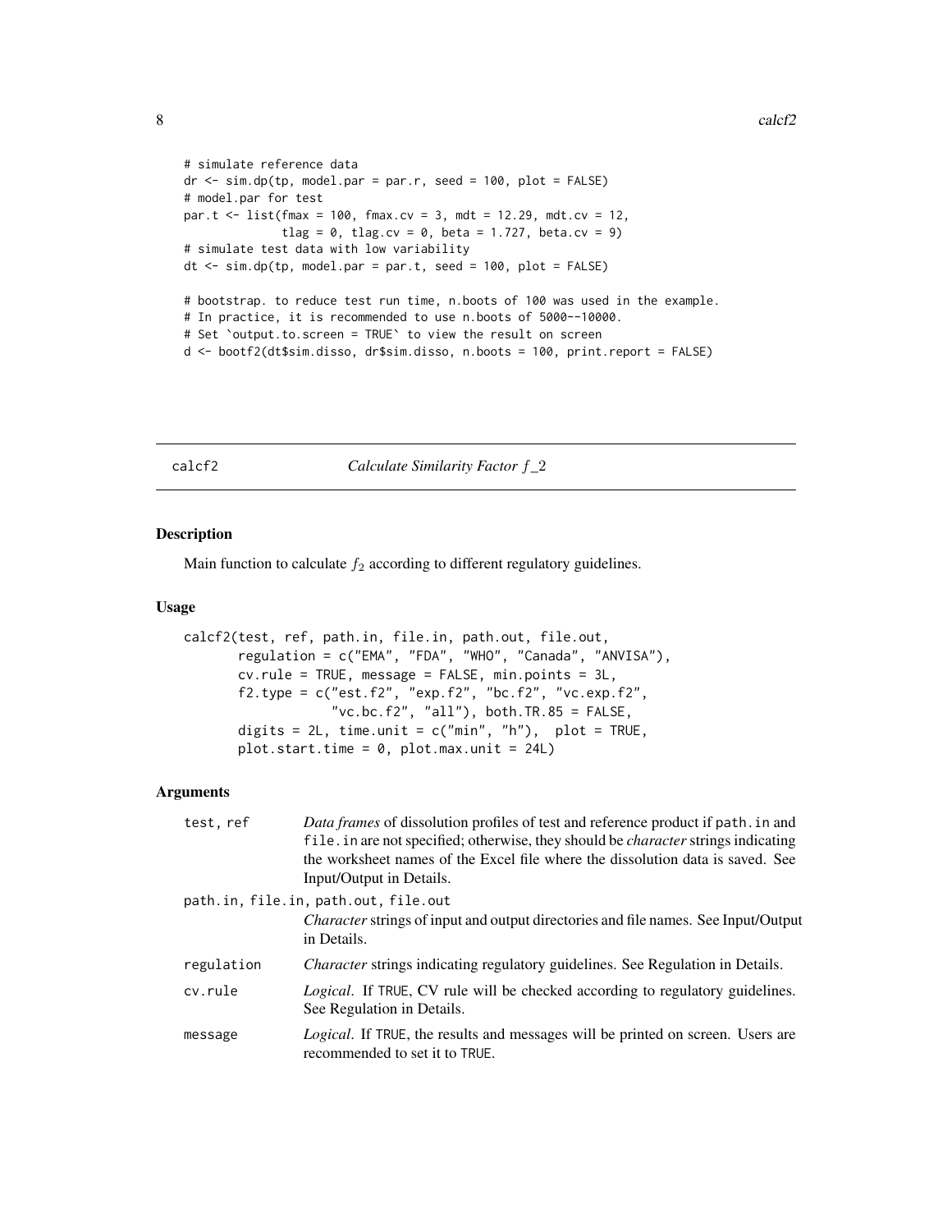```
# simulate reference data
dr <- sim.dp(tp, model.par = par.r, seed = 100, plot = FALSE)
# model.par for test
par.t <- list(fmax = 100, fmax.cv = 3, mdt = 12.29, mdt.cv = 12,
              tlag = 0, tlag.cv = 0, beta = 1.727, beta.cv = 9)
# simulate test data with low variability
dt <- sim.dp(tp, model.par = par.t, seed = 100, plot = FALSE)

# bootstrap. to reduce test run time, n.boots of 100 was used in the example.
# In practice, it is recommended to use n.boots of 5000--10000.
# Set `output.to.screen = TRUE` to view the result on screen
d <- bootf2(dt$sim.disso, dr$sim.disso, n.boots = 100, print.report = FALSE)
```

## calcf2 — *Calculate Similarity Factor f_2*

### Description

Main function to calculate $f_2$ according to different regulatory guidelines.

### Usage

```
calcf2(test, ref, path.in, file.in, path.out, file.out,
       regulation = c("EMA", "FDA", "WHO", "Canada", "ANVISA"),
       cv.rule = TRUE, message = FALSE, min.points = 3L,
       f2.type = c("est.f2", "exp.f2", "bc.f2", "vc.exp.f2",
                   "vc.bc.f2", "all"), both.TR.85 = FALSE,
       digits = 2L, time.unit = c("min", "h"),  plot = TRUE,
       plot.start.time = 0, plot.max.unit = 24L)
```

### Arguments

`test, ref`
: *Data frames* of dissolution profiles of test and reference product if `path.in` and `file.in` are not specified; otherwise, they should be *character* strings indicating the worksheet names of the Excel file where the dissolution data is saved. See Input/Output in Details.

`path.in, file.in, path.out, file.out`
: *Character* strings of input and output directories and file names. See Input/Output in Details.

`regulation`
: *Character* strings indicating regulatory guidelines. See Regulation in Details.

`cv.rule`
: *Logical*. If `TRUE`, CV rule will be checked according to regulatory guidelines. See Regulation in Details.

`message`
: *Logical*. If `TRUE`, the results and messages will be printed on screen. Users are recommended to set it to `TRUE`.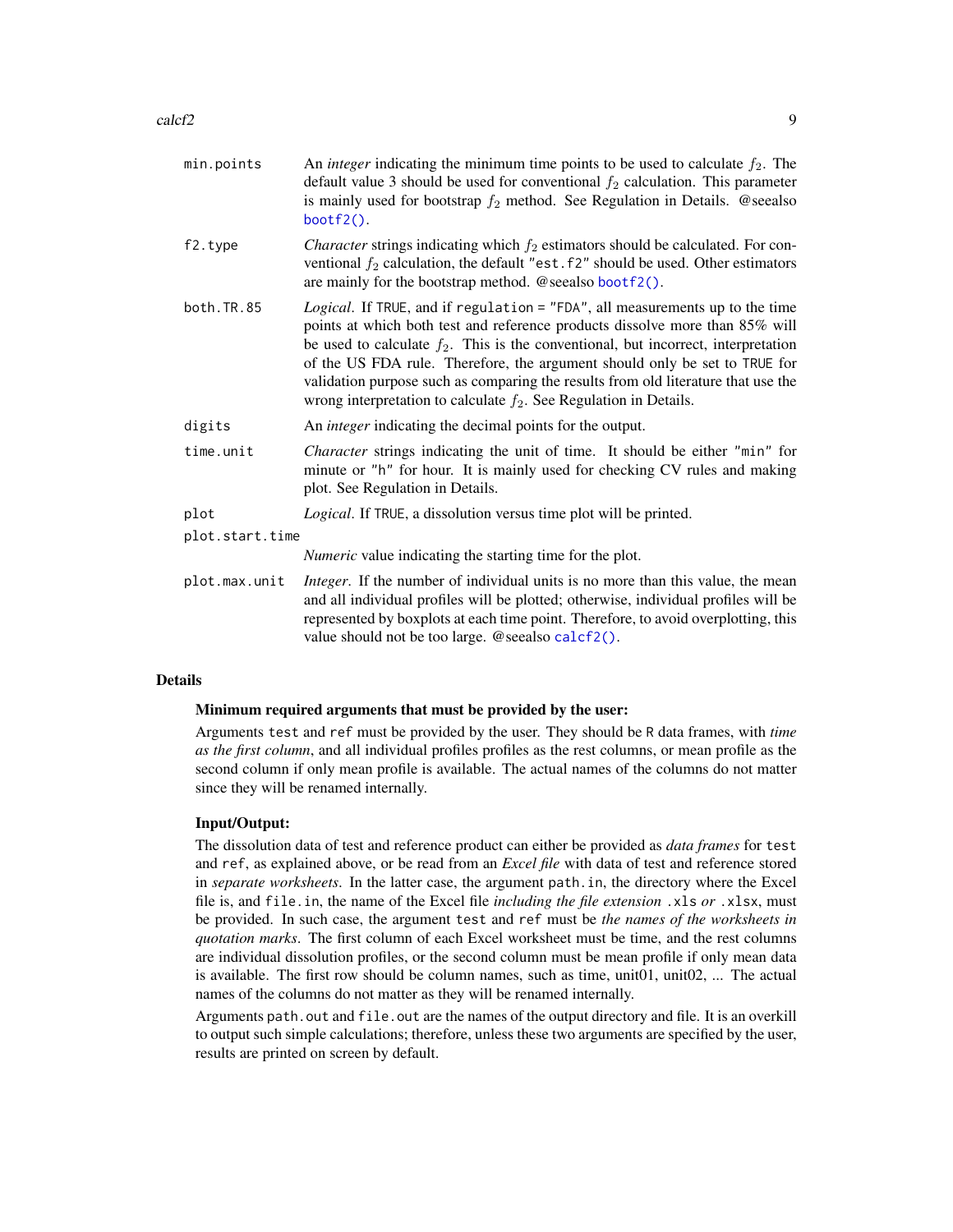| | |
|---|---|
| `min.points` | An *integer* indicating the minimum time points to be used to calculate $f_2$. The default value 3 should be used for conventional $f_2$ calculation. This parameter is mainly used for bootstrap $f_2$ method. See Regulation in Details. @seealso `bootf2()`. |
| `f2.type` | *Character* strings indicating which $f_2$ estimators should be calculated. For conventional $f_2$ calculation, the default `"est.f2"` should be used. Other estimators are mainly for the bootstrap method. @seealso `bootf2()`. |
| `both.TR.85` | *Logical*. If `TRUE`, and if `regulation = "FDA"`, all measurements up to the time points at which both test and reference products dissolve more than 85% will be used to calculate $f_2$. This is the conventional, but incorrect, interpretation of the US FDA rule. Therefore, the argument should only be set to `TRUE` for validation purpose such as comparing the results from old literature that use the wrong interpretation to calculate $f_2$. See Regulation in Details. |
| `digits` | An *integer* indicating the decimal points for the output. |
| `time.unit` | *Character* strings indicating the unit of time. It should be either `"min"` for minute or `"h"` for hour. It is mainly used for checking CV rules and making plot. See Regulation in Details. |
| `plot` | *Logical*. If `TRUE`, a dissolution versus time plot will be printed. |
| `plot.start.time` | *Numeric* value indicating the starting time for the plot. |
| `plot.max.unit` | *Integer*. If the number of individual units is no more than this value, the mean and all individual profiles will be plotted; otherwise, individual profiles will be represented by boxplots at each time point. Therefore, to avoid overplotting, this value should not be too large. @seealso `calcf2()`. |

## Details

### Minimum required arguments that must be provided by the user:

Arguments `test` and `ref` must be provided by the user. They should be R data frames, with *time as the first column*, and all individual profiles profiles as the rest columns, or mean profile as the second column if only mean profile is available. The actual names of the columns do not matter since they will be renamed internally.

### Input/Output:

The dissolution data of test and reference product can either be provided as *data frames* for `test` and `ref`, as explained above, or be read from an *Excel file* with data of test and reference stored in *separate worksheets*. In the latter case, the argument `path.in`, the directory where the Excel file is, and `file.in`, the name of the Excel file *including the file extension* `.xls` *or* `.xlsx`, must be provided. In such case, the argument `test` and `ref` must be *the names of the worksheets in quotation marks*. The first column of each Excel worksheet must be time, and the rest columns are individual dissolution profiles, or the second column must be mean profile if only mean data is available. The first row should be column names, such as time, unit01, unit02, ... The actual names of the columns do not matter as they will be renamed internally.

Arguments `path.out` and `file.out` are the names of the output directory and file. It is an overkill to output such simple calculations; therefore, unless these two arguments are specified by the user, results are printed on screen by default.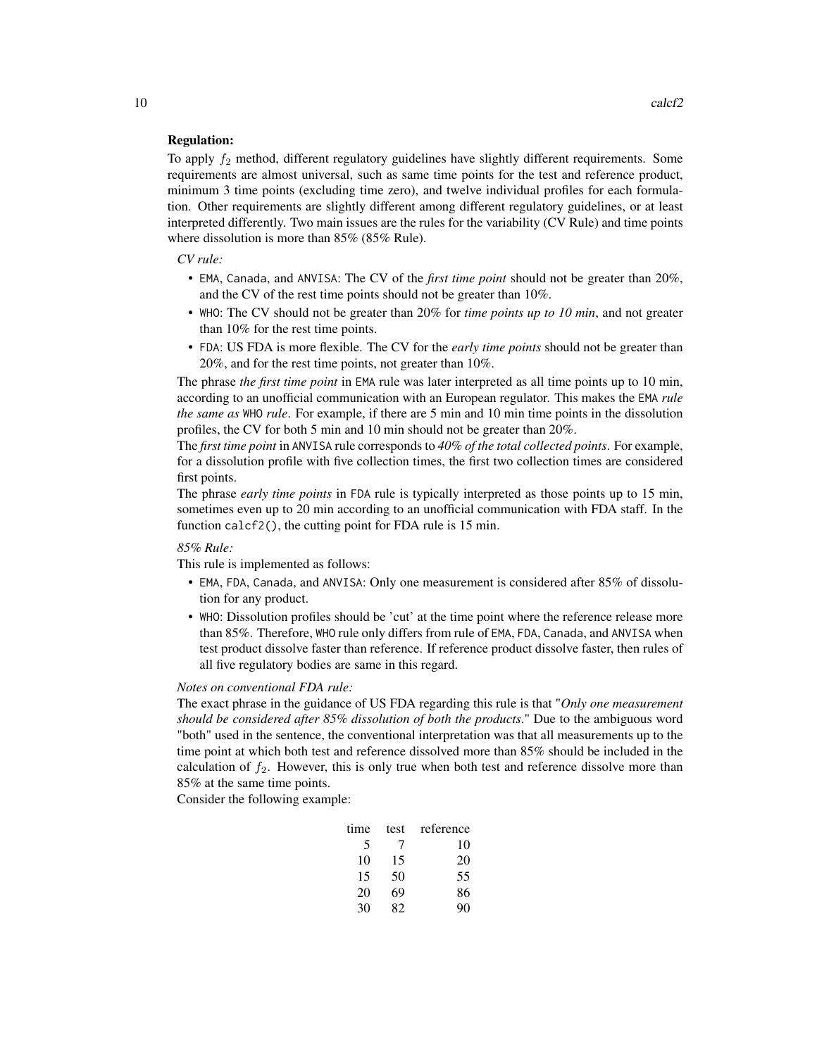**Regulation:**

To apply $f_2$ method, different regulatory guidelines have slightly different requirements. Some requirements are almost universal, such as same time points for the test and reference product, minimum 3 time points (excluding time zero), and twelve individual profiles for each formulation. Other requirements are slightly different among different regulatory guidelines, or at least interpreted differently. Two main issues are the rules for the variability (CV Rule) and time points where dissolution is more than 85% (85% Rule).

*CV rule:*

- `EMA`, `Canada`, and `ANVISA`: The CV of the *first time point* should not be greater than 20%, and the CV of the rest time points should not be greater than 10%.
- `WHO`: The CV should not be greater than 20% for *time points up to 10 min*, and not greater than 10% for the rest time points.
- `FDA`: US FDA is more flexible. The CV for the *early time points* should not be greater than 20%, and for the rest time points, not greater than 10%.

The phrase *the first time point* in `EMA` rule was later interpreted as all time points up to 10 min, according to an unofficial communication with an European regulator. This makes the `EMA` *rule the same as* `WHO` *rule*. For example, if there are 5 min and 10 min time points in the dissolution profiles, the CV for both 5 min and 10 min should not be greater than 20%.

The *first time point* in `ANVISA` rule corresponds to *40% of the total collected points*. For example, for a dissolution profile with five collection times, the first two collection times are considered first points.

The phrase *early time points* in `FDA` rule is typically interpreted as those points up to 15 min, sometimes even up to 20 min according to an unofficial communication with FDA staff. In the function `calcf2()`, the cutting point for FDA rule is 15 min.

*85% Rule:*

This rule is implemented as follows:

- `EMA`, `FDA`, `Canada`, and `ANVISA`: Only one measurement is considered after 85% of dissolution for any product.
- `WHO`: Dissolution profiles should be 'cut' at the time point where the reference release more than 85%. Therefore, `WHO` rule only differs from rule of `EMA`, `FDA`, `Canada`, and `ANVISA` when test product dissolve faster than reference. If reference product dissolve faster, then rules of all five regulatory bodies are same in this regard.

*Notes on conventional FDA rule:*

The exact phrase in the guidance of US FDA regarding this rule is that "*Only one measurement should be considered after 85% dissolution of both the products*." Due to the ambiguous word "both" used in the sentence, the conventional interpretation was that all measurements up to the time point at which both test and reference dissolved more than 85% should be included in the calculation of $f_2$. However, this is only true when both test and reference dissolve more than 85% at the same time points.

Consider the following example:

| time | test | reference |
|---|---|---|
| 5 | 7 | 10 |
| 10 | 15 | 20 |
| 15 | 50 | 55 |
| 20 | 69 | 86 |
| 30 | 82 | 90 |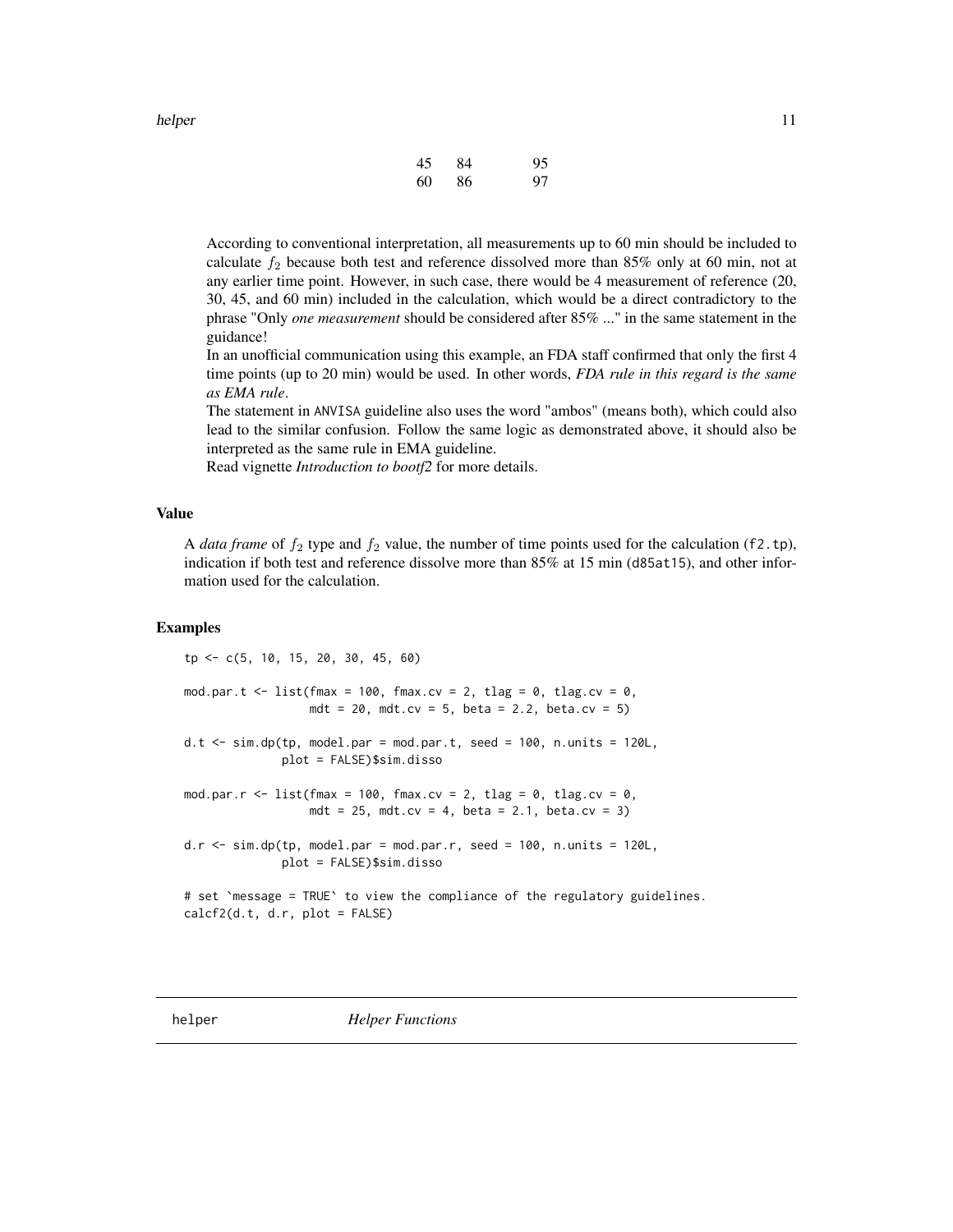| | | |
|---|---|---|
| 45 | 84 | 95 |
| 60 | 86 | 97 |

According to conventional interpretation, all measurements up to 60 min should be included to calculate $f_2$ because both test and reference dissolved more than 85% only at 60 min, not at any earlier time point. However, in such case, there would be 4 measurement of reference (20, 30, 45, and 60 min) included in the calculation, which would be a direct contradictory to the phrase "Only *one measurement* should be considered after 85% ..." in the same statement in the guidance!

In an unofficial communication using this example, an FDA staff confirmed that only the first 4 time points (up to 20 min) would be used. In other words, *FDA rule in this regard is the same as EMA rule*.

The statement in ANVISA guideline also uses the word "ambos" (means both), which could also lead to the similar confusion. Follow the same logic as demonstrated above, it should also be interpreted as the same rule in EMA guideline.

Read vignette *Introduction to bootf2* for more details.

## Value

A *data frame* of $f_2$ type and $f_2$ value, the number of time points used for the calculation (f2.tp), indication if both test and reference dissolve more than 85% at 15 min (d85at15), and other information used for the calculation.

## Examples

```
tp <- c(5, 10, 15, 20, 30, 45, 60)

mod.par.t <- list(fmax = 100, fmax.cv = 2, tlag = 0, tlag.cv = 0,
                  mdt = 20, mdt.cv = 5, beta = 2.2, beta.cv = 5)

d.t <- sim.dp(tp, model.par = mod.par.t, seed = 100, n.units = 120L,
              plot = FALSE)$sim.disso

mod.par.r <- list(fmax = 100, fmax.cv = 2, tlag = 0, tlag.cv = 0,
                  mdt = 25, mdt.cv = 4, beta = 2.1, beta.cv = 3)

d.r <- sim.dp(tp, model.par = mod.par.r, seed = 100, n.units = 120L,
              plot = FALSE)$sim.disso

# set `message = TRUE` to view the compliance of the regulatory guidelines.
calcf2(d.t, d.r, plot = FALSE)
```

---

helper *Helper Functions*

---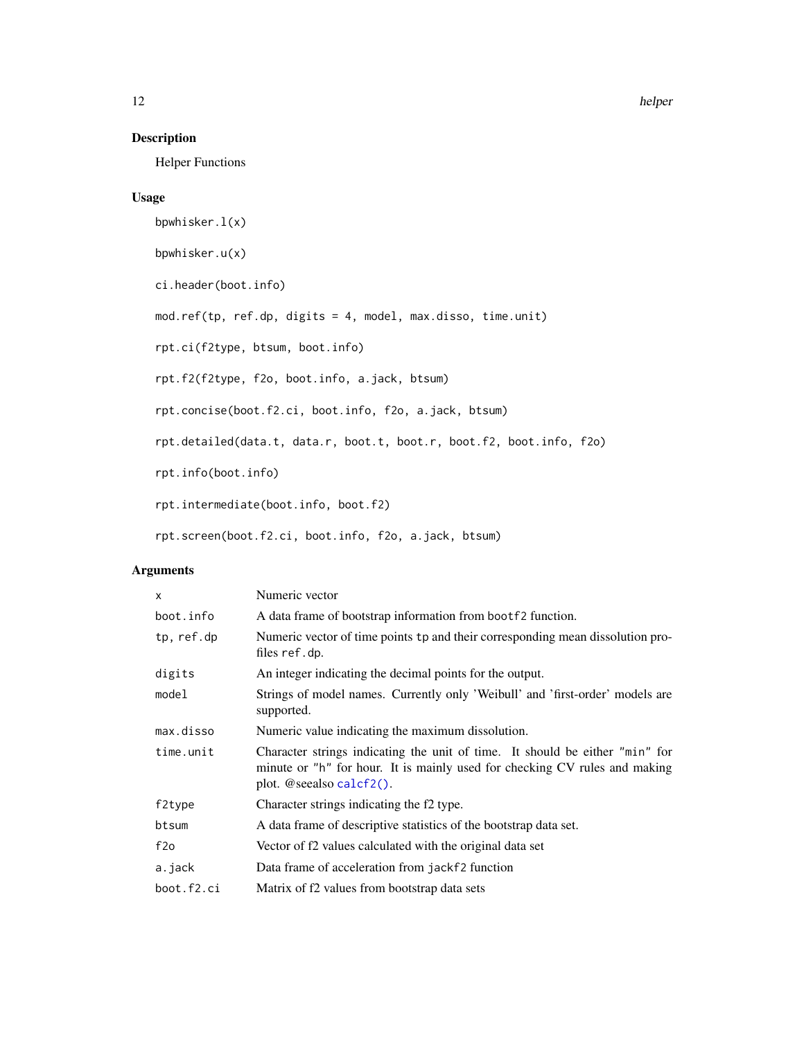## Description

Helper Functions

## Usage

```
bpwhisker.l(x)

bpwhisker.u(x)

ci.header(boot.info)

mod.ref(tp, ref.dp, digits = 4, model, max.disso, time.unit)

rpt.ci(f2type, btsum, boot.info)

rpt.f2(f2type, f2o, boot.info, a.jack, btsum)

rpt.concise(boot.f2.ci, boot.info, f2o, a.jack, btsum)

rpt.detailed(data.t, data.r, boot.t, boot.r, boot.f2, boot.info, f2o)

rpt.info(boot.info)

rpt.intermediate(boot.info, boot.f2)

rpt.screen(boot.f2.ci, boot.info, f2o, a.jack, btsum)
```

## Arguments

| | |
|---|---|
| `x` | Numeric vector |
| `boot.info` | A data frame of bootstrap information from `bootf2` function. |
| `tp, ref.dp` | Numeric vector of time points `tp` and their corresponding mean dissolution profiles `ref.dp`. |
| `digits` | An integer indicating the decimal points for the output. |
| `model` | Strings of model names. Currently only 'Weibull' and 'first-order' models are supported. |
| `max.disso` | Numeric value indicating the maximum dissolution. |
| `time.unit` | Character strings indicating the unit of time. It should be either `"min"` for minute or `"h"` for hour. It is mainly used for checking CV rules and making plot. @seealso `calcf2()`. |
| `f2type` | Character strings indicating the f2 type. |
| `btsum` | A data frame of descriptive statistics of the bootstrap data set. |
| `f2o` | Vector of f2 values calculated with the original data set |
| `a.jack` | Data frame of acceleration from `jackf2` function |
| `boot.f2.ci` | Matrix of f2 values from bootstrap data sets |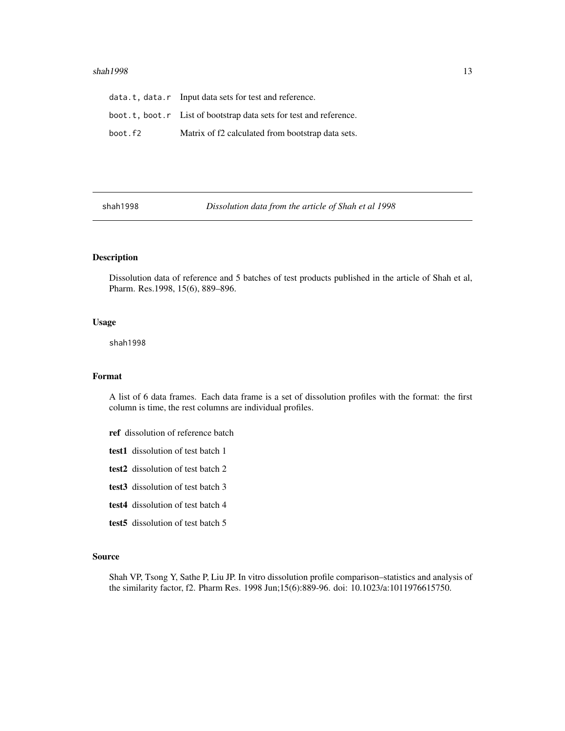| | |
|---|---|
| data.t, data.r | Input data sets for test and reference. |
| boot.t, boot.r | List of bootstrap data sets for test and reference. |
| boot.f2 | Matrix of f2 calculated from bootstrap data sets. |

## shah1998 — *Dissolution data from the article of Shah et al 1998*

### Description

Dissolution data of reference and 5 batches of test products published in the article of Shah et al, Pharm. Res.1998, 15(6), 889–896.

### Usage

```
shah1998
```

### Format

A list of 6 data frames. Each data frame is a set of dissolution profiles with the format: the first column is time, the rest columns are individual profiles.

**ref** dissolution of reference batch

**test1** dissolution of test batch 1

**test2** dissolution of test batch 2

**test3** dissolution of test batch 3

**test4** dissolution of test batch 4

**test5** dissolution of test batch 5

### Source

Shah VP, Tsong Y, Sathe P, Liu JP. In vitro dissolution profile comparison–statistics and analysis of the similarity factor, f2. Pharm Res. 1998 Jun;15(6):889-96. doi: 10.1023/a:1011976615750.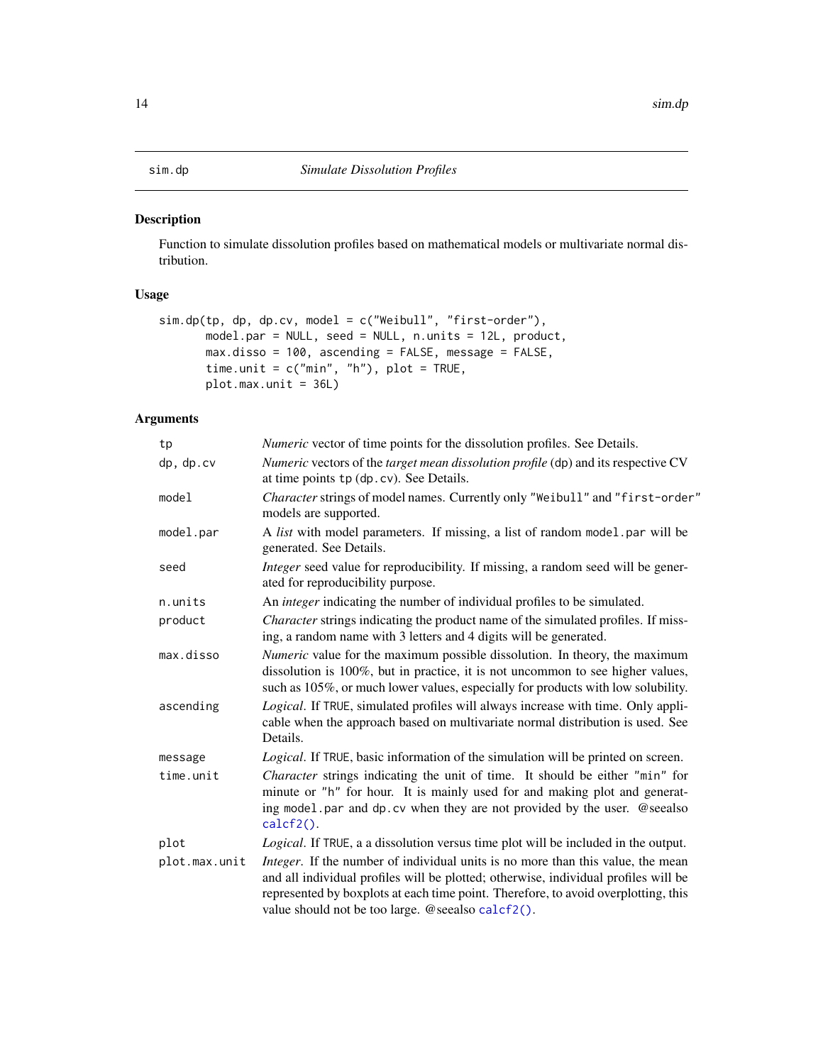## sim.dp *Simulate Dissolution Profiles*

### Description

Function to simulate dissolution profiles based on mathematical models or multivariate normal distribution.

### Usage

```
sim.dp(tp, dp, dp.cv, model = c("Weibull", "first-order"),
       model.par = NULL, seed = NULL, n.units = 12L, product,
       max.disso = 100, ascending = FALSE, message = FALSE,
       time.unit = c("min", "h"), plot = TRUE,
       plot.max.unit = 36L)
```

### Arguments

| | |
|---|---|
| `tp` | *Numeric* vector of time points for the dissolution profiles. See Details. |
| `dp, dp.cv` | *Numeric* vectors of the *target mean dissolution profile* (`dp`) and its respective CV at time points `tp` (`dp.cv`). See Details. |
| `model` | *Character* strings of model names. Currently only `"Weibull"` and `"first-order"` models are supported. |
| `model.par` | A *list* with model parameters. If missing, a list of random `model.par` will be generated. See Details. |
| `seed` | *Integer* seed value for reproducibility. If missing, a random seed will be generated for reproducibility purpose. |
| `n.units` | An *integer* indicating the number of individual profiles to be simulated. |
| `product` | *Character* strings indicating the product name of the simulated profiles. If missing, a random name with 3 letters and 4 digits will be generated. |
| `max.disso` | *Numeric* value for the maximum possible dissolution. In theory, the maximum dissolution is 100%, but in practice, it is not uncommon to see higher values, such as 105%, or much lower values, especially for products with low solubility. |
| `ascending` | *Logical*. If `TRUE`, simulated profiles will always increase with time. Only applicable when the approach based on multivariate normal distribution is used. See Details. |
| `message` | *Logical*. If `TRUE`, basic information of the simulation will be printed on screen. |
| `time.unit` | *Character* strings indicating the unit of time. It should be either `"min"` for minute or `"h"` for hour. It is mainly used for and making plot and generating `model.par` and `dp.cv` when they are not provided by the user. @seealso `calcf2()`. |
| `plot` | *Logical*. If `TRUE`, a a dissolution versus time plot will be included in the output. |
| `plot.max.unit` | *Integer*. If the number of individual units is no more than this value, the mean and all individual profiles will be plotted; otherwise, individual profiles will be represented by boxplots at each time point. Therefore, to avoid overplotting, this value should not be too large. @seealso `calcf2()`. |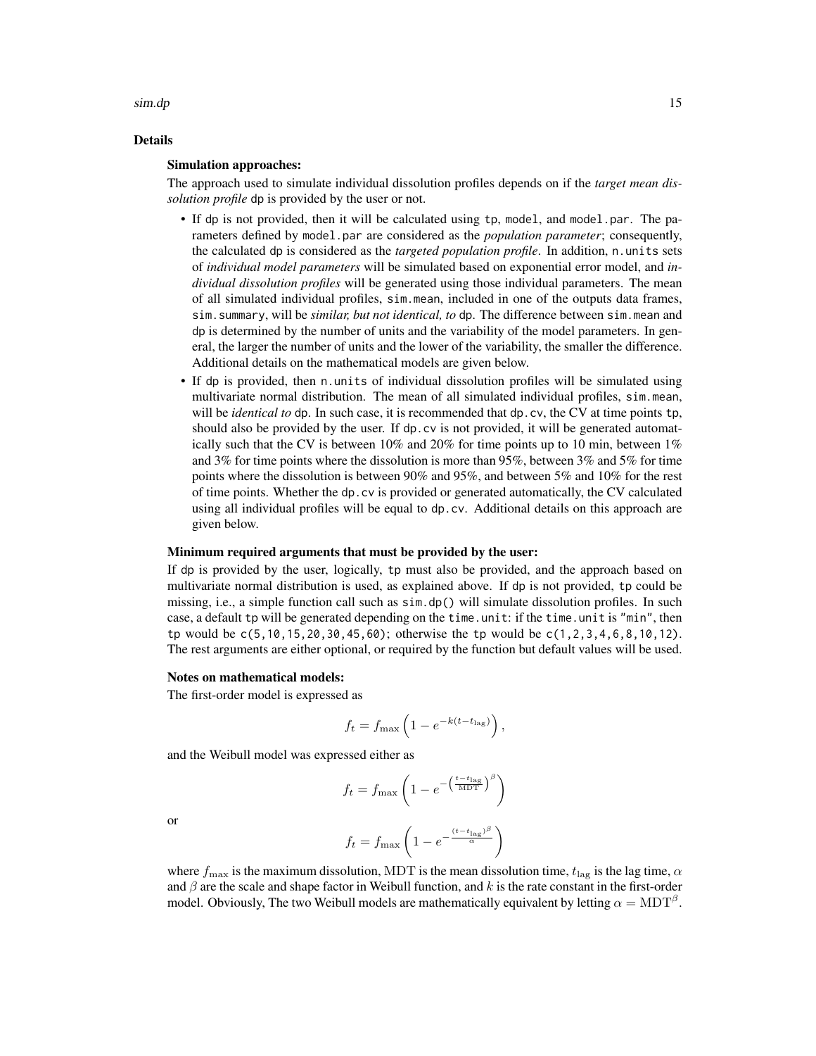## Details

### Simulation approaches:

The approach used to simulate individual dissolution profiles depends on if the *target mean dissolution profile* `dp` is provided by the user or not.

- If `dp` is not provided, then it will be calculated using `tp`, `model`, and `model.par`. The parameters defined by `model.par` are considered as the *population parameter*; consequently, the calculated `dp` is considered as the *targeted population profile*. In addition, `n.units` sets of *individual model parameters* will be simulated based on exponential error model, and *individual dissolution profiles* will be generated using those individual parameters. The mean of all simulated individual profiles, `sim.mean`, included in one of the outputs data frames, `sim.summary`, will be *similar, but not identical, to* `dp`. The difference between `sim.mean` and `dp` is determined by the number of units and the variability of the model parameters. In general, the larger the number of units and the lower of the variability, the smaller the difference. Additional details on the mathematical models are given below.
- If `dp` is provided, then `n.units` of individual dissolution profiles will be simulated using multivariate normal distribution. The mean of all simulated individual profiles, `sim.mean`, will be *identical to* `dp`. In such case, it is recommended that `dp.cv`, the CV at time points `tp`, should also be provided by the user. If `dp.cv` is not provided, it will be generated automatically such that the CV is between 10% and 20% for time points up to 10 min, between 1% and 3% for time points where the dissolution is more than 95%, between 3% and 5% for time points where the dissolution is between 90% and 95%, and between 5% and 10% for the rest of time points. Whether the `dp.cv` is provided or generated automatically, the CV calculated using all individual profiles will be equal to `dp.cv`. Additional details on this approach are given below.

### Minimum required arguments that must be provided by the user:

If `dp` is provided by the user, logically, `tp` must also be provided, and the approach based on multivariate normal distribution is used, as explained above. If `dp` is not provided, `tp` could be missing, i.e., a simple function call such as `sim.dp()` will simulate dissolution profiles. In such case, a default `tp` will be generated depending on the `time.unit`: if the `time.unit` is `"min"`, then `tp` would be `c(5,10,15,20,30,45,60)`; otherwise the `tp` would be `c(1,2,3,4,6,8,10,12)`. The rest arguments are either optional, or required by the function but default values will be used.

### Notes on mathematical models:

The first-order model is expressed as

$$f_t = f_{\max}\left(1 - e^{-k(t - t_{\text{lag}})}\right),$$

and the Weibull model was expressed either as

$$f_t = f_{\max}\left(1 - e^{-\left(\frac{t - t_{\text{lag}}}{\text{MDT}}\right)^{\beta}}\right)$$

or

$$f_t = f_{\max}\left(1 - e^{-\frac{(t - t_{\text{lag}})^{\beta}}{\alpha}}\right)$$

where $f_{\max}$ is the maximum dissolution, $\text{MDT}$ is the mean dissolution time, $t_{\text{lag}}$ is the lag time, $\alpha$ and $\beta$ are the scale and shape factor in Weibull function, and $k$ is the rate constant in the first-order model. Obviously, The two Weibull models are mathematically equivalent by letting $\alpha = \text{MDT}^{\beta}$.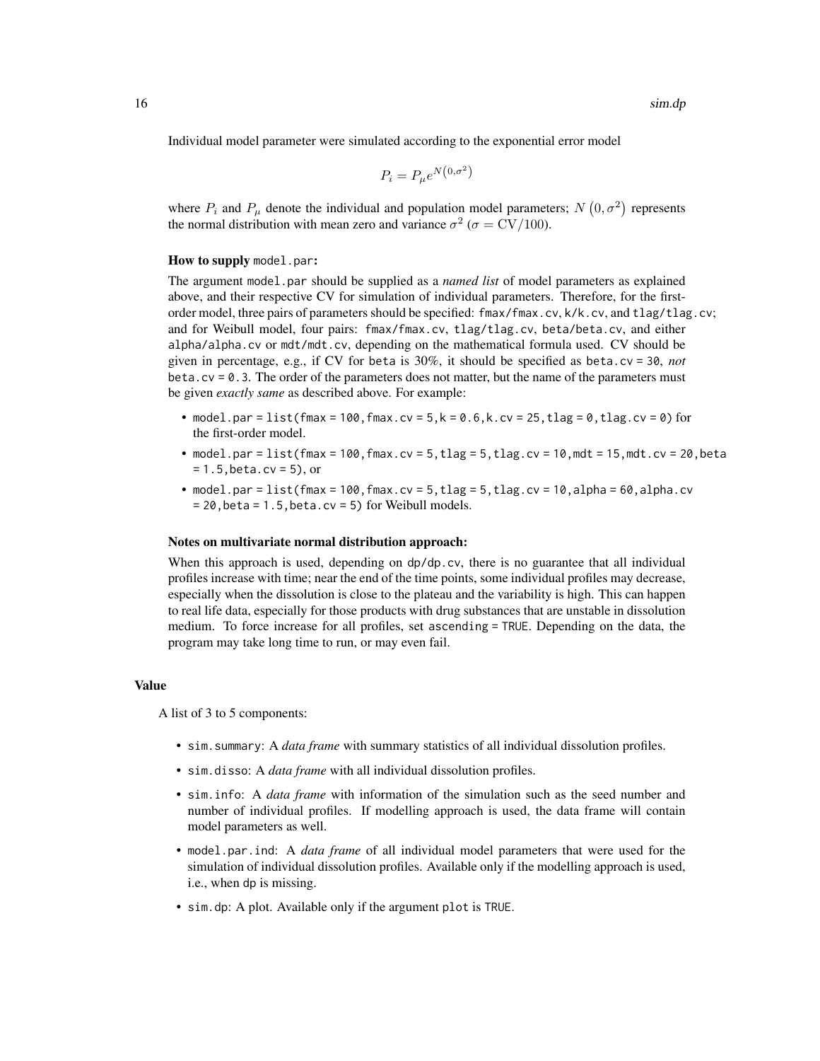Individual model parameter were simulated according to the exponential error model

$$P_i = P_\mu e^{N\left(0,\sigma^2\right)}$$

where $P_i$ and $P_\mu$ denote the individual and population model parameters; $N\left(0,\sigma^2\right)$ represents the normal distribution with mean zero and variance $\sigma^2$ ($\sigma = \mathrm{CV}/100$).

**How to supply `model.par`:**

The argument `model.par` should be supplied as a *named list* of model parameters as explained above, and their respective CV for simulation of individual parameters. Therefore, for the first-order model, three pairs of parameters should be specified: `fmax/fmax.cv`, `k/k.cv`, and `tlag/tlag.cv`; and for Weibull model, four pairs: `fmax/fmax.cv`, `tlag/tlag.cv`, `beta/beta.cv`, and either `alpha/alpha.cv` or `mdt/mdt.cv`, depending on the mathematical formula used. CV should be given in percentage, e.g., if CV for `beta` is 30%, it should be specified as `beta.cv = 30`, *not* `beta.cv = 0.3`. The order of the parameters does not matter, but the name of the parameters must be given *exactly same* as described above. For example:

- `model.par = list(fmax = 100,fmax.cv = 5,k = 0.6,k.cv = 25,tlag = 0,tlag.cv = 0)` for the first-order model.
- `model.par = list(fmax = 100,fmax.cv = 5,tlag = 5,tlag.cv = 10,mdt = 15,mdt.cv = 20,beta = 1.5,beta.cv = 5)`, or
- `model.par = list(fmax = 100,fmax.cv = 5,tlag = 5,tlag.cv = 10,alpha = 60,alpha.cv = 20,beta = 1.5,beta.cv = 5)` for Weibull models.

**Notes on multivariate normal distribution approach:**

When this approach is used, depending on `dp/dp.cv`, there is no guarantee that all individual profiles increase with time; near the end of the time points, some individual profiles may decrease, especially when the dissolution is close to the plateau and the variability is high. This can happen to real life data, especially for those products with drug substances that are unstable in dissolution medium. To force increase for all profiles, set `ascending = TRUE`. Depending on the data, the program may take long time to run, or may even fail.

### Value

A list of 3 to 5 components:

- `sim.summary`: A *data frame* with summary statistics of all individual dissolution profiles.
- `sim.disso`: A *data frame* with all individual dissolution profiles.
- `sim.info`: A *data frame* with information of the simulation such as the seed number and number of individual profiles. If modelling approach is used, the data frame will contain model parameters as well.
- `model.par.ind`: A *data frame* of all individual model parameters that were used for the simulation of individual dissolution profiles. Available only if the modelling approach is used, i.e., when `dp` is missing.
- `sim.dp`: A plot. Available only if the argument `plot` is `TRUE`.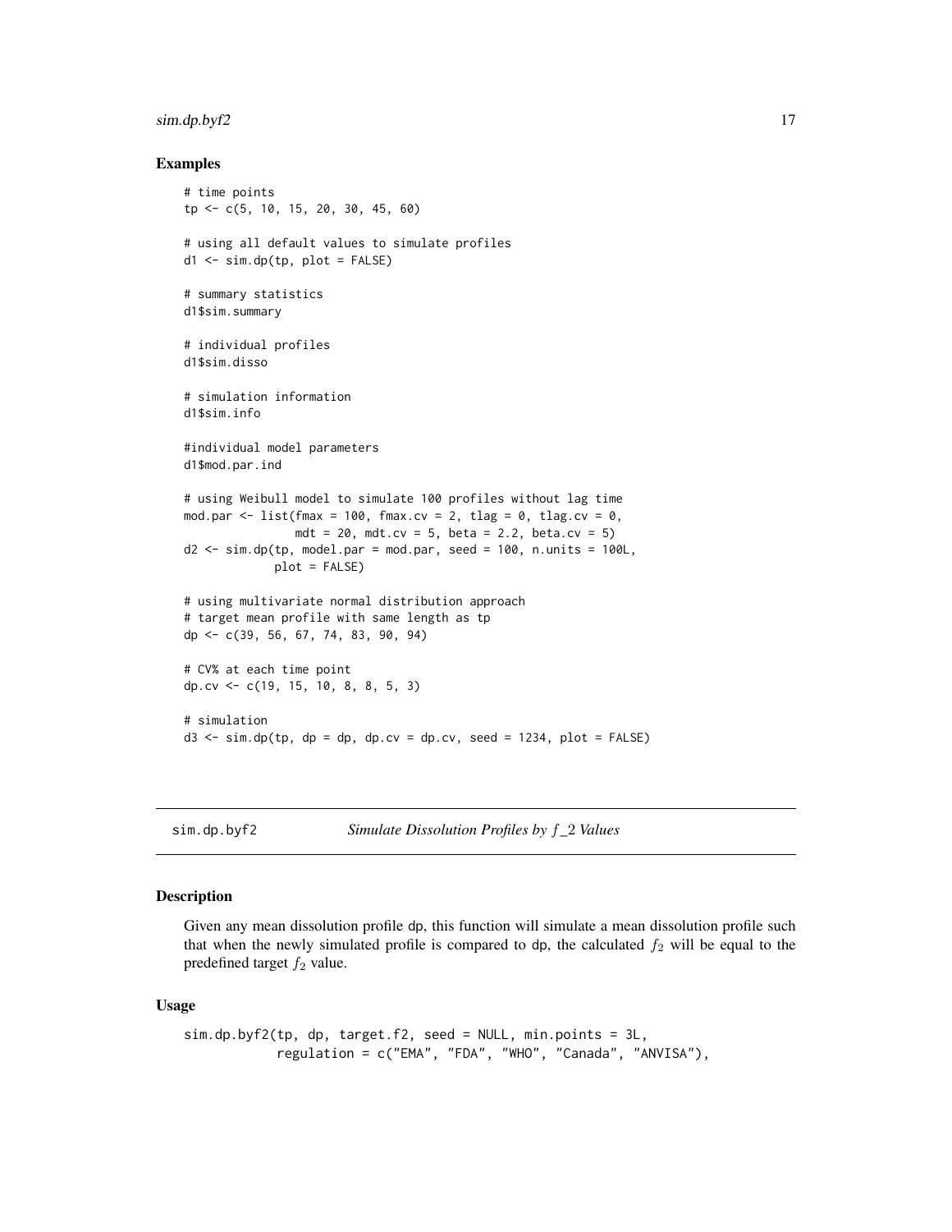### Examples

```
# time points
tp <- c(5, 10, 15, 20, 30, 45, 60)

# using all default values to simulate profiles
d1 <- sim.dp(tp, plot = FALSE)

# summary statistics
d1$sim.summary

# individual profiles
d1$sim.disso

# simulation information
d1$sim.info

#individual model parameters
d1$mod.par.ind

# using Weibull model to simulate 100 profiles without lag time
mod.par <- list(fmax = 100, fmax.cv = 2, tlag = 0, tlag.cv = 0,
                mdt = 20, mdt.cv = 5, beta = 2.2, beta.cv = 5)
d2 <- sim.dp(tp, model.par = mod.par, seed = 100, n.units = 100L,
             plot = FALSE)

# using multivariate normal distribution approach
# target mean profile with same length as tp
dp <- c(39, 56, 67, 74, 83, 90, 94)

# CV% at each time point
dp.cv <- c(19, 15, 10, 8, 8, 5, 3)

# simulation
d3 <- sim.dp(tp, dp = dp, dp.cv = dp.cv, seed = 1234, plot = FALSE)
```

---

## sim.dp.byf2 *Simulate Dissolution Profiles by $f\_2$ Values*

### Description

Given any mean dissolution profile dp, this function will simulate a mean dissolution profile such that when the newly simulated profile is compared to dp, the calculated $f_2$ will be equal to the predefined target $f_2$ value.

### Usage

```
sim.dp.byf2(tp, dp, target.f2, seed = NULL, min.points = 3L,
            regulation = c("EMA", "FDA", "WHO", "Canada", "ANVISA"),
```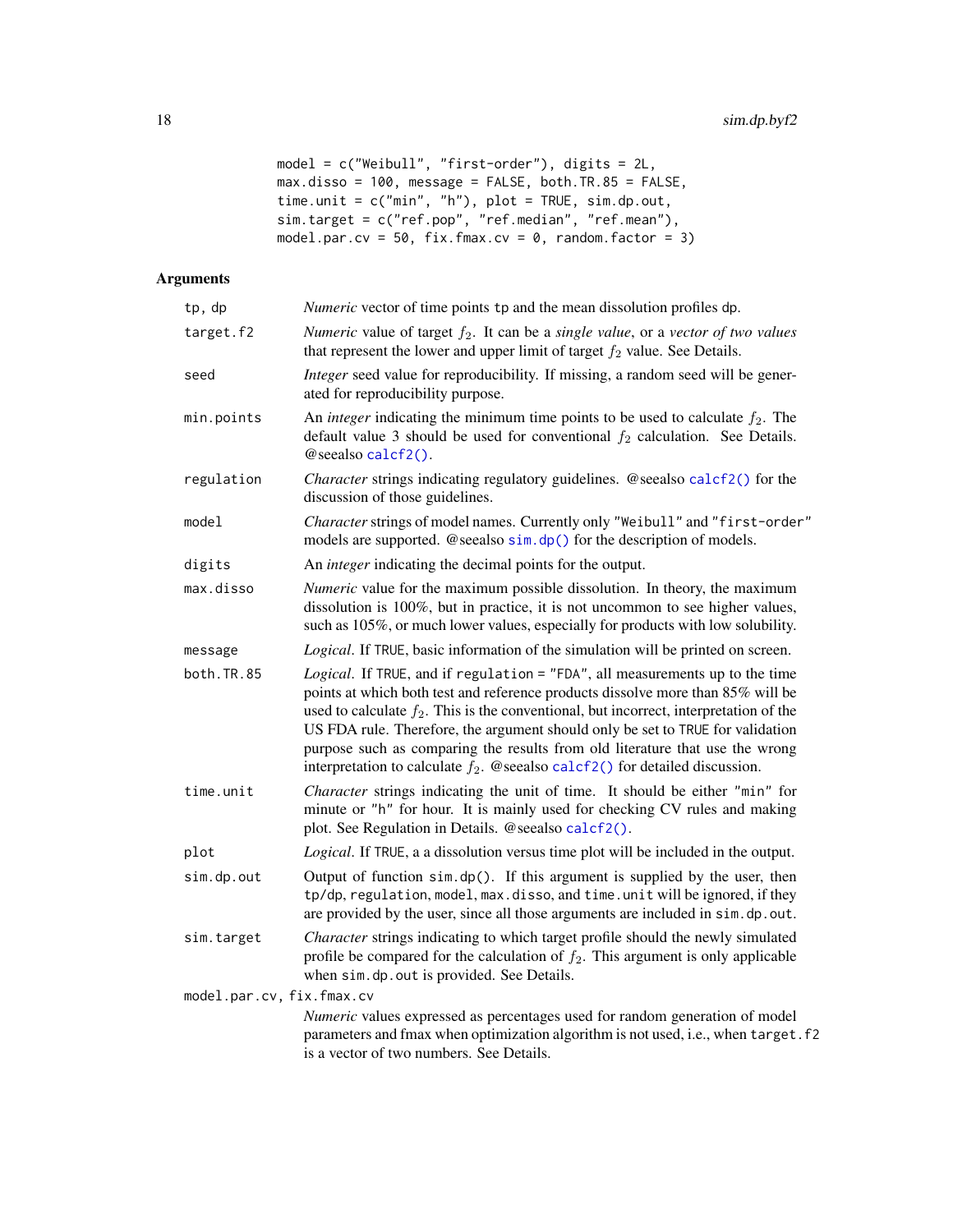```
model = c("Weibull", "first-order"), digits = 2L,
max.disso = 100, message = FALSE, both.TR.85 = FALSE,
time.unit = c("min", "h"), plot = TRUE, sim.dp.out,
sim.target = c("ref.pop", "ref.median", "ref.mean"),
model.par.cv = 50, fix.fmax.cv = 0, random.factor = 3)
```

## Arguments

**tp, dp**
*Numeric* vector of time points tp and the mean dissolution profiles dp.

**target.f2**
*Numeric* value of target $f_2$. It can be a *single value*, or a *vector of two values* that represent the lower and upper limit of target $f_2$ value. See Details.

**seed**
*Integer* seed value for reproducibility. If missing, a random seed will be generated for reproducibility purpose.

**min.points**
An *integer* indicating the minimum time points to be used to calculate $f_2$. The default value 3 should be used for conventional $f_2$ calculation. See Details. @seealso calcf2().

**regulation**
*Character* strings indicating regulatory guidelines. @seealso calcf2() for the discussion of those guidelines.

**model**
*Character* strings of model names. Currently only "Weibull" and "first-order" models are supported. @seealso sim.dp() for the description of models.

**digits**
An *integer* indicating the decimal points for the output.

**max.disso**
*Numeric* value for the maximum possible dissolution. In theory, the maximum dissolution is 100%, but in practice, it is not uncommon to see higher values, such as 105%, or much lower values, especially for products with low solubility.

**message**
*Logical*. If TRUE, basic information of the simulation will be printed on screen.

**both.TR.85**
*Logical*. If TRUE, and if regulation = "FDA", all measurements up to the time points at which both test and reference products dissolve more than 85% will be used to calculate $f_2$. This is the conventional, but incorrect, interpretation of the US FDA rule. Therefore, the argument should only be set to TRUE for validation purpose such as comparing the results from old literature that use the wrong interpretation to calculate $f_2$. @seealso calcf2() for detailed discussion.

**time.unit**
*Character* strings indicating the unit of time. It should be either "min" for minute or "h" for hour. It is mainly used for checking CV rules and making plot. See Regulation in Details. @seealso calcf2().

**plot**
*Logical*. If TRUE, a a dissolution versus time plot will be included in the output.

**sim.dp.out**
Output of function sim.dp(). If this argument is supplied by the user, then tp/dp, regulation, model, max.disso, and time.unit will be ignored, if they are provided by the user, since all those arguments are included in sim.dp.out.

**sim.target**
*Character* strings indicating to which target profile should the newly simulated profile be compared for the calculation of $f_2$. This argument is only applicable when sim.dp.out is provided. See Details.

**model.par.cv, fix.fmax.cv**
*Numeric* values expressed as percentages used for random generation of model parameters and fmax when optimization algorithm is not used, i.e., when target.f2 is a vector of two numbers. See Details.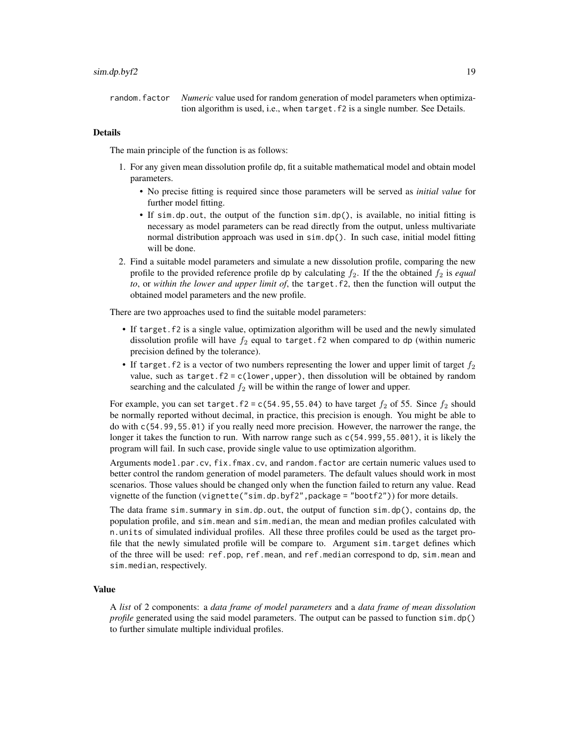random.factor *Numeric* value used for random generation of model parameters when optimization algorithm is used, i.e., when `target.f2` is a single number. See Details.

## Details

The main principle of the function is as follows:

1. For any given mean dissolution profile `dp`, fit a suitable mathematical model and obtain model parameters.
   - No precise fitting is required since those parameters will be served as *initial value* for further model fitting.
   - If `sim.dp.out`, the output of the function `sim.dp()`, is available, no initial fitting is necessary as model parameters can be read directly from the output, unless multivariate normal distribution approach was used in `sim.dp()`. In such case, initial model fitting will be done.
2. Find a suitable model parameters and simulate a new dissolution profile, comparing the new profile to the provided reference profile `dp` by calculating $f_2$. If the the obtained $f_2$ is *equal to*, or *within the lower and upper limit of*, the `target.f2`, then the function will output the obtained model parameters and the new profile.

There are two approaches used to find the suitable model parameters:

- If `target.f2` is a single value, optimization algorithm will be used and the newly simulated dissolution profile will have $f_2$ equal to `target.f2` when compared to `dp` (within numeric precision defined by the tolerance).
- If `target.f2` is a vector of two numbers representing the lower and upper limit of target $f_2$ value, such as `target.f2 = c(lower,upper)`, then dissolution will be obtained by random searching and the calculated $f_2$ will be within the range of lower and upper.

For example, you can set `target.f2 = c(54.95,55.04)` to have target $f_2$ of 55. Since $f_2$ should be normally reported without decimal, in practice, this precision is enough. You might be able to do with `c(54.99,55.01)` if you really need more precision. However, the narrower the range, the longer it takes the function to run. With narrow range such as `c(54.999,55.001)`, it is likely the program will fail. In such case, provide single value to use optimization algorithm.

Arguments `model.par.cv`, `fix.fmax.cv`, and `random.factor` are certain numeric values used to better control the random generation of model parameters. The default values should work in most scenarios. Those values should be changed only when the function failed to return any value. Read vignette of the function (`vignette("sim.dp.byf2",package = "bootf2")`) for more details.

The data frame `sim.summary` in `sim.dp.out`, the output of function `sim.dp()`, contains `dp`, the population profile, and `sim.mean` and `sim.median`, the mean and median profiles calculated with `n.units` of simulated individual profiles. All these three profiles could be used as the target profile that the newly simulated profile will be compare to. Argument `sim.target` defines which of the three will be used: `ref.pop`, `ref.mean`, and `ref.median` correspond to `dp`, `sim.mean` and `sim.median`, respectively.

## Value

A *list* of 2 components: a *data frame of model parameters* and a *data frame of mean dissolution profile* generated using the said model parameters. The output can be passed to function `sim.dp()` to further simulate multiple individual profiles.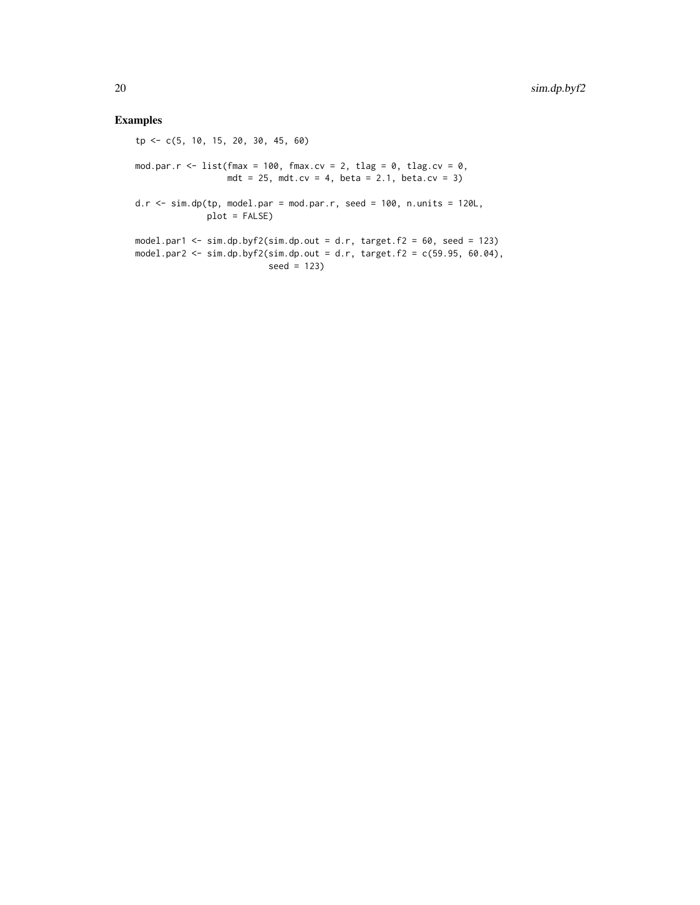## Examples

```
tp <- c(5, 10, 15, 20, 30, 45, 60)

mod.par.r <- list(fmax = 100, fmax.cv = 2, tlag = 0, tlag.cv = 0,
                  mdt = 25, mdt.cv = 4, beta = 2.1, beta.cv = 3)

d.r <- sim.dp(tp, model.par = mod.par.r, seed = 100, n.units = 120L,
              plot = FALSE)

model.par1 <- sim.dp.byf2(sim.dp.out = d.r, target.f2 = 60, seed = 123)
model.par2 <- sim.dp.byf2(sim.dp.out = d.r, target.f2 = c(59.95, 60.04),
                          seed = 123)
```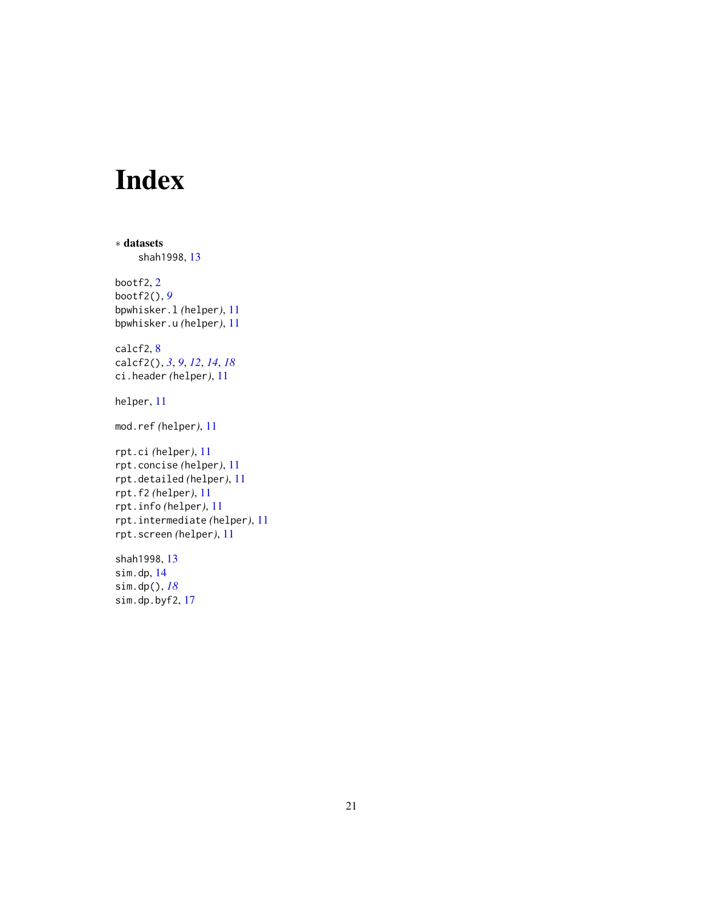# Index

∗ **datasets**
    shah1998, 13

bootf2, 2
bootf2(), *9*
bpwhisker.l *(*helper*)*, 11
bpwhisker.u *(*helper*)*, 11

calcf2, 8
calcf2(), *3*, *9*, *12*, *14*, *18*
ci.header *(*helper*)*, 11

helper, 11

mod.ref *(*helper*)*, 11

rpt.ci *(*helper*)*, 11
rpt.concise *(*helper*)*, 11
rpt.detailed *(*helper*)*, 11
rpt.f2 *(*helper*)*, 11
rpt.info *(*helper*)*, 11
rpt.intermediate *(*helper*)*, 11
rpt.screen *(*helper*)*, 11

shah1998, 13
sim.dp, 14
sim.dp(), *18*
sim.dp.byf2, 17